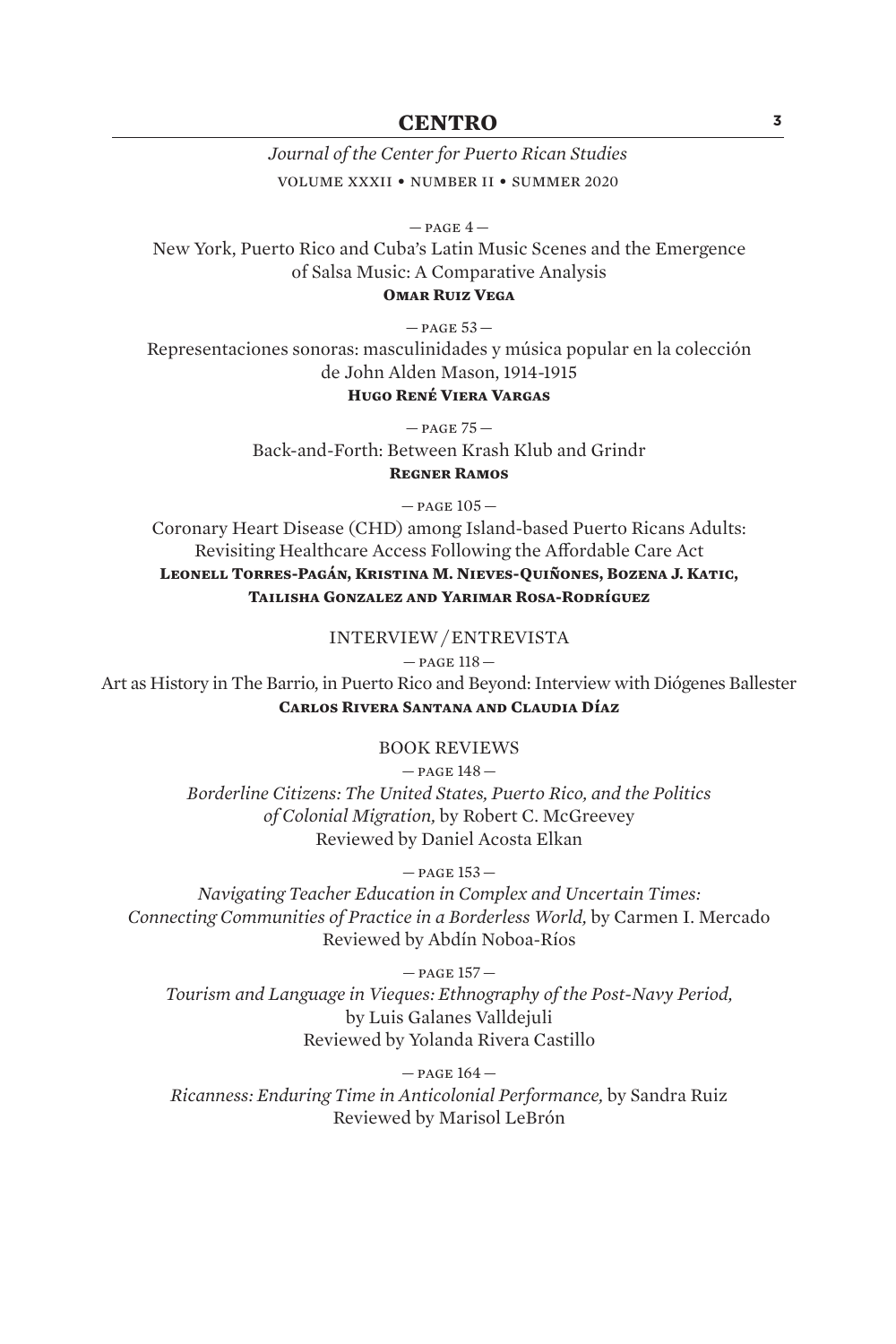# CENTRO

*Journal of the Center for Puerto Rican Studies*

VOLUME XXXII • NUMBER II • SUMMER 2020

— PAGE 4 —

New York, Puerto Rico and Cuba's Latin Music Scenes and the Emergence of Salsa Music: A Comparative Analysis

**Omar Ruiz Vega**

— PAGE 53 —

Representaciones sonoras: masculinidades y música popular en la colección de John Alden Mason, 1914-1915

**Hugo René Viera Vargas**

— PAGE 75 —

Back-and-Forth: Between Krash Klub and Grindr

**Regner Ramos**

— PAGE 105 —

Coronary Heart Disease (CHD) among Island-based Puerto Ricans Adults: Revisiting Healthcare Access Following the Affordable Care Act

**Leonell Torres-Pagán, Kristina M. Nieves-Quiñones, Bozena J. Katic, Tailisha Gonzalez and Yarimar Rosa-Rodríguez**

## INTERVIEW / ENTREVISTA

— PAGE 118 —

Art as History in The Barrio, in Puerto Rico and Beyond: Interview with Diógenes Ballester

**Carlos Rivera Santana and Claudia Díaz**

## BOOK REVIEWS

— PAGE 148 —

*Borderline Citizens: The United States, Puerto Rico, and the Politics of Colonial Migration,* by Robert C. McGreevey

Reviewed by Daniel Acosta Elkan

— PAGE 153 —

*Navigating Teacher Education in Complex and Uncertain Times: Connecting Communities of Practice in a Borderless World,* by Carmen I. Mercado

Reviewed by Abdín Noboa-Ríos

— PAGE 157 —

*Tourism and Language in Vieques: Ethnography of the Post-Navy Period,* by Luis Galanes Valldejuli

Reviewed by Yolanda Rivera Castillo

— PAGE 164 —

*Ricanness: Enduring Time in Anticolonial Performance,* by Sandra Ruiz

Reviewed by Marisol LeBrón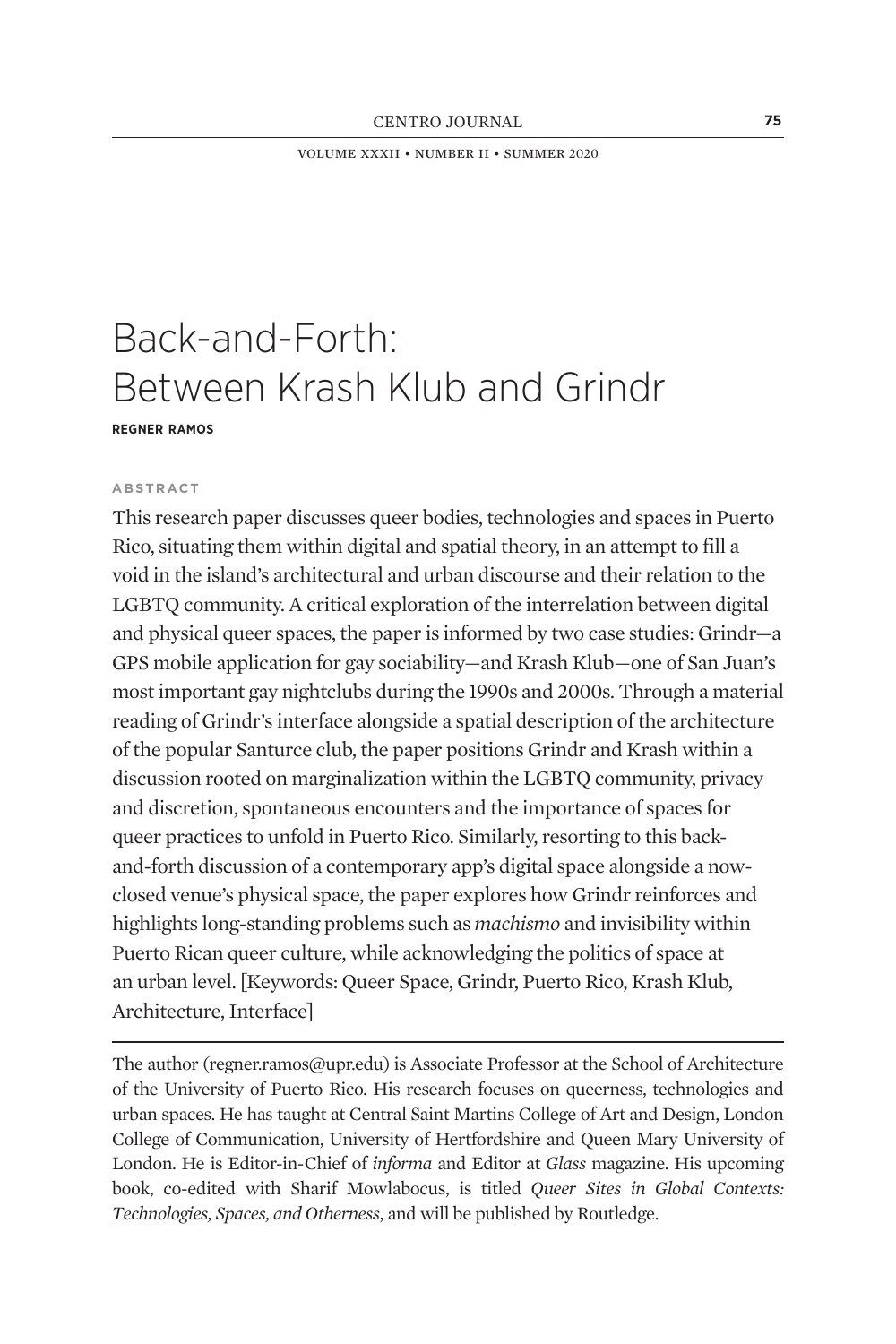# Back-and-Forth: Between Krash Klub and Grindr

**REGNER RAMOS**

**ABSTRACT**

This research paper discusses queer bodies, technologies and spaces in Puerto Rico, situating them within digital and spatial theory, in an attempt to fill a void in the island's architectural and urban discourse and their relation to the LGBTQ community. A critical exploration of the interrelation between digital and physical queer spaces, the paper is informed by two case studies: Grindr—a GPS mobile application for gay sociability—and Krash Klub—one of San Juan's most important gay nightclubs during the 1990s and 2000s. Through a material reading of Grindr's interface alongside a spatial description of the architecture of the popular Santurce club, the paper positions Grindr and Krash within a discussion rooted on marginalization within the LGBTQ community, privacy and discretion, spontaneous encounters and the importance of spaces for queer practices to unfold in Puerto Rico. Similarly, resorting to this back-and-forth discussion of a contemporary app's digital space alongside a now-closed venue's physical space, the paper explores how Grindr reinforces and highlights long-standing problems such as *machismo* and invisibility within Puerto Rican queer culture, while acknowledging the politics of space at an urban level. [Keywords: Queer Space, Grindr, Puerto Rico, Krash Klub, Architecture, Interface]

---

The author (regner.ramos@upr.edu) is Associate Professor at the School of Architecture of the University of Puerto Rico. His research focuses on queerness, technologies and urban spaces. He has taught at Central Saint Martins College of Art and Design, London College of Communication, University of Hertfordshire and Queen Mary University of London. He is Editor-in-Chief of *informa* and Editor at *Glass* magazine. His upcoming book, co-edited with Sharif Mowlabocus, is titled *Queer Sites in Global Contexts: Technologies, Spaces, and Otherness*, and will be published by Routledge.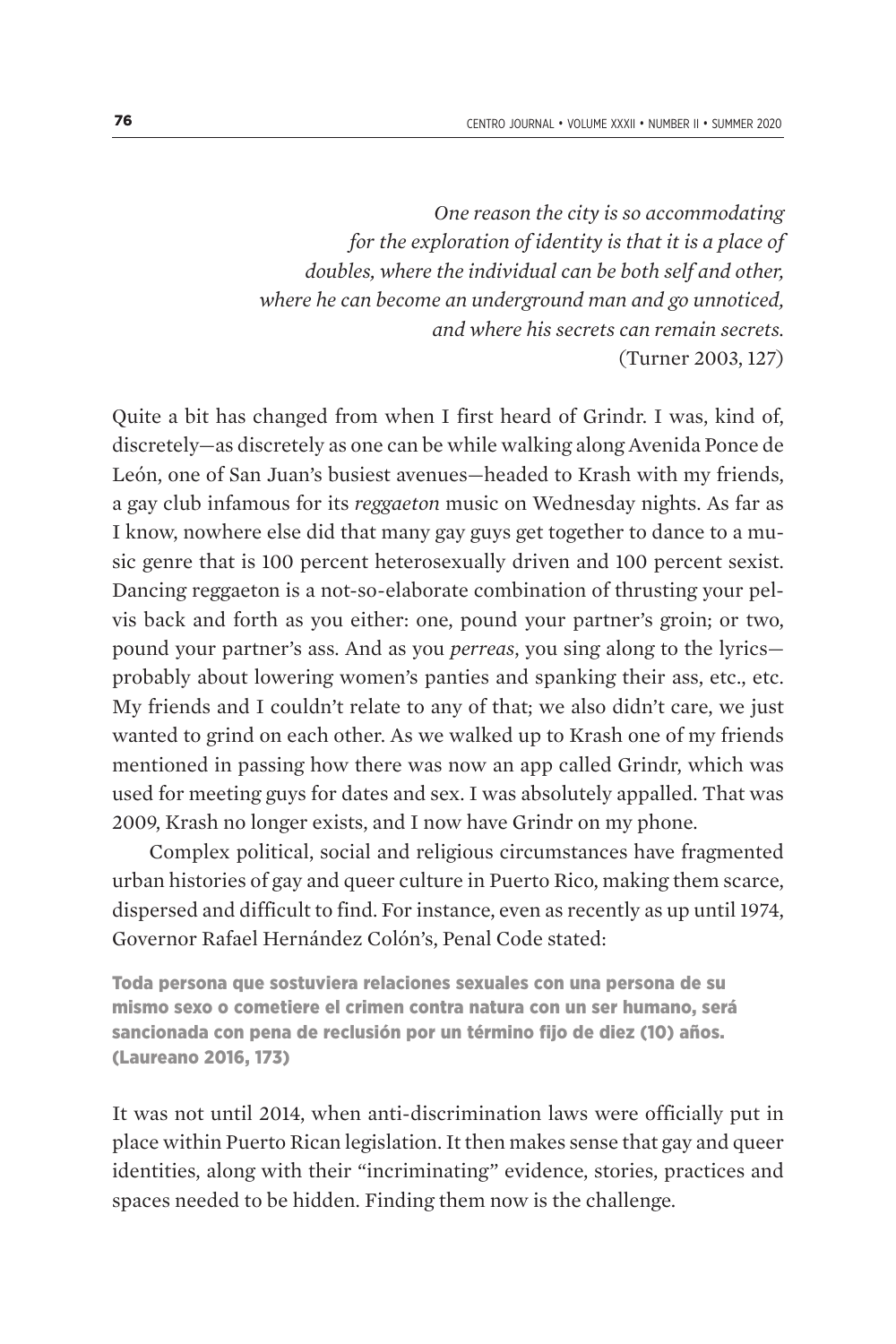*One reason the city is so accommodating for the exploration of identity is that it is a place of doubles, where the individual can be both self and other, where he can become an underground man and go unnoticed, and where his secrets can remain secrets.*
(Turner 2003, 127)

Quite a bit has changed from when I first heard of Grindr. I was, kind of, discretely—as discretely as one can be while walking along Avenida Ponce de León, one of San Juan's busiest avenues—headed to Krash with my friends, a gay club infamous for its *reggaeton* music on Wednesday nights. As far as I know, nowhere else did that many gay guys get together to dance to a music genre that is 100 percent heterosexually driven and 100 percent sexist. Dancing reggaeton is a not-so-elaborate combination of thrusting your pelvis back and forth as you either: one, pound your partner's groin; or two, pound your partner's ass. And as you *perreas*, you sing along to the lyrics—probably about lowering women's panties and spanking their ass, etc., etc. My friends and I couldn't relate to any of that; we also didn't care, we just wanted to grind on each other. As we walked up to Krash one of my friends mentioned in passing how there was now an app called Grindr, which was used for meeting guys for dates and sex. I was absolutely appalled. That was 2009, Krash no longer exists, and I now have Grindr on my phone.

Complex political, social and religious circumstances have fragmented urban histories of gay and queer culture in Puerto Rico, making them scarce, dispersed and difficult to find. For instance, even as recently as up until 1974, Governor Rafael Hernández Colón's, Penal Code stated:

> **Toda persona que sostuviera relaciones sexuales con una persona de su mismo sexo o cometiere el crimen contra natura con un ser humano, será sancionada con pena de reclusión por un término fijo de diez (10) años. (Laureano 2016, 173)**

It was not until 2014, when anti-discrimination laws were officially put in place within Puerto Rican legislation. It then makes sense that gay and queer identities, along with their "incriminating" evidence, stories, practices and spaces needed to be hidden. Finding them now is the challenge.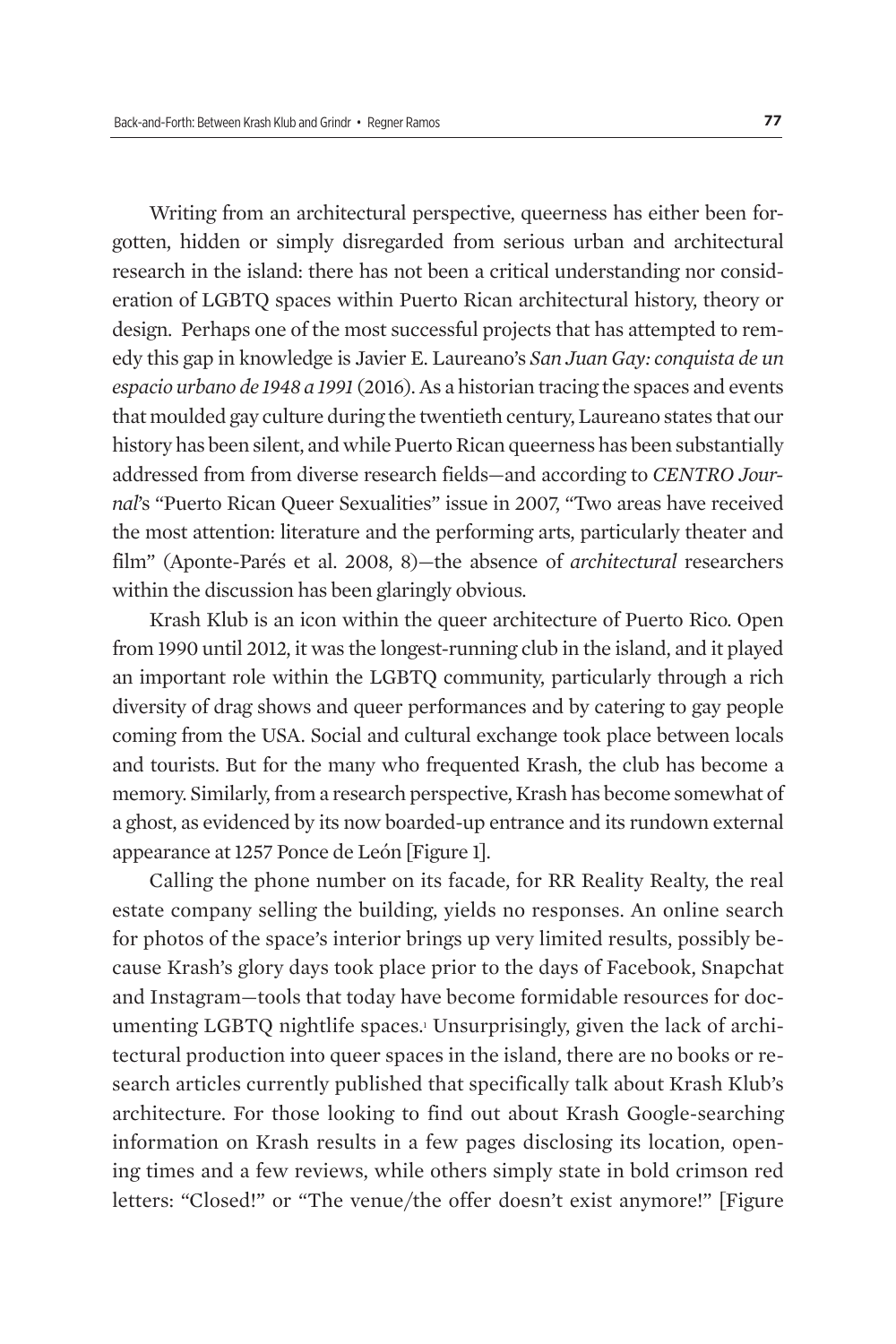Writing from an architectural perspective, queerness has either been forgotten, hidden or simply disregarded from serious urban and architectural research in the island: there has not been a critical understanding nor consideration of LGBTQ spaces within Puerto Rican architectural history, theory or design. Perhaps one of the most successful projects that has attempted to remedy this gap in knowledge is Javier E. Laureano's *San Juan Gay: conquista de un espacio urbano de 1948 a 1991* (2016). As a historian tracing the spaces and events that moulded gay culture during the twentieth century, Laureano states that our history has been silent, and while Puerto Rican queerness has been substantially addressed from from diverse research fields—and according to *CENTRO Journal*'s "Puerto Rican Queer Sexualities" issue in 2007, "Two areas have received the most attention: literature and the performing arts, particularly theater and film" (Aponte-Parés et al. 2008, 8)—the absence of *architectural* researchers within the discussion has been glaringly obvious.

Krash Klub is an icon within the queer architecture of Puerto Rico. Open from 1990 until 2012, it was the longest-running club in the island, and it played an important role within the LGBTQ community, particularly through a rich diversity of drag shows and queer performances and by catering to gay people coming from the USA. Social and cultural exchange took place between locals and tourists. But for the many who frequented Krash, the club has become a memory. Similarly, from a research perspective, Krash has become somewhat of a ghost, as evidenced by its now boarded-up entrance and its rundown external appearance at 1257 Ponce de León [Figure 1].

Calling the phone number on its facade, for RR Reality Realty, the real estate company selling the building, yields no responses. An online search for photos of the space's interior brings up very limited results, possibly because Krash's glory days took place prior to the days of Facebook, Snapchat and Instagram—tools that today have become formidable resources for documenting LGBTQ nightlife spaces.[1] Unsurprisingly, given the lack of architectural production into queer spaces in the island, there are no books or research articles currently published that specifically talk about Krash Klub's architecture. For those looking to find out about Krash Google-searching information on Krash results in a few pages disclosing its location, opening times and a few reviews, while others simply state in bold crimson red letters: "Closed!" or "The venue/the offer doesn't exist anymore!" [Figure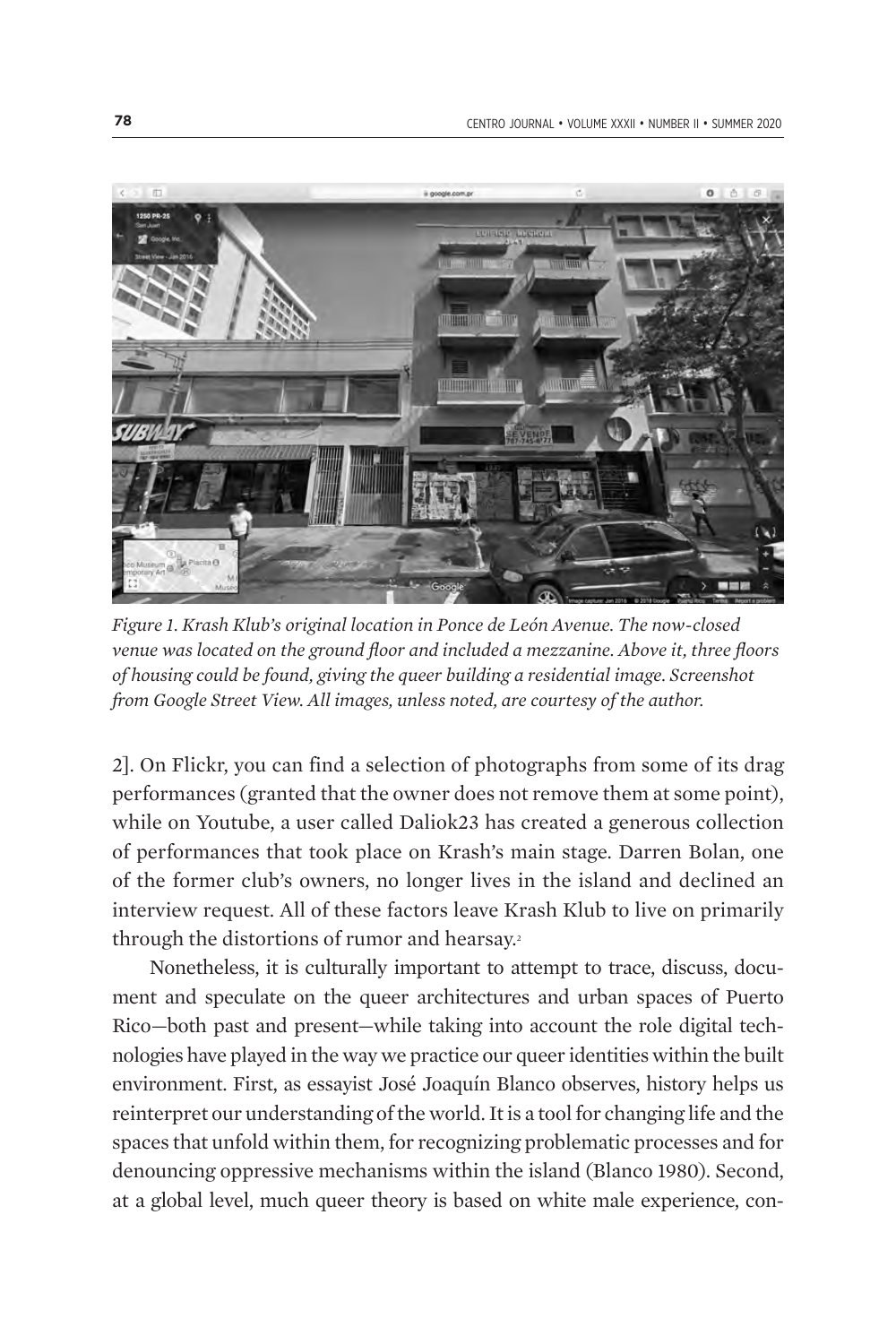*Figure 1. Krash Klub's original location in Ponce de León Avenue. The now-closed venue was located on the ground floor and included a mezzanine. Above it, three floors of housing could be found, giving the queer building a residential image. Screenshot from Google Street View. All images, unless noted, are courtesy of the author.*

2]. On Flickr, you can find a selection of photographs from some of its drag performances (granted that the owner does not remove them at some point), while on Youtube, a user called Daliok23 has created a generous collection of performances that took place on Krash's main stage. Darren Bolan, one of the former club's owners, no longer lives in the island and declined an interview request. All of these factors leave Krash Klub to live on primarily through the distortions of rumor and hearsay.[2]

Nonetheless, it is culturally important to attempt to trace, discuss, document and speculate on the queer architectures and urban spaces of Puerto Rico—both past and present—while taking into account the role digital technologies have played in the way we practice our queer identities within the built environment. First, as essayist José Joaquín Blanco observes, history helps us reinterpret our understanding of the world. It is a tool for changing life and the spaces that unfold within them, for recognizing problematic processes and for denouncing oppressive mechanisms within the island (Blanco 1980). Second, at a global level, much queer theory is based on white male experience, con-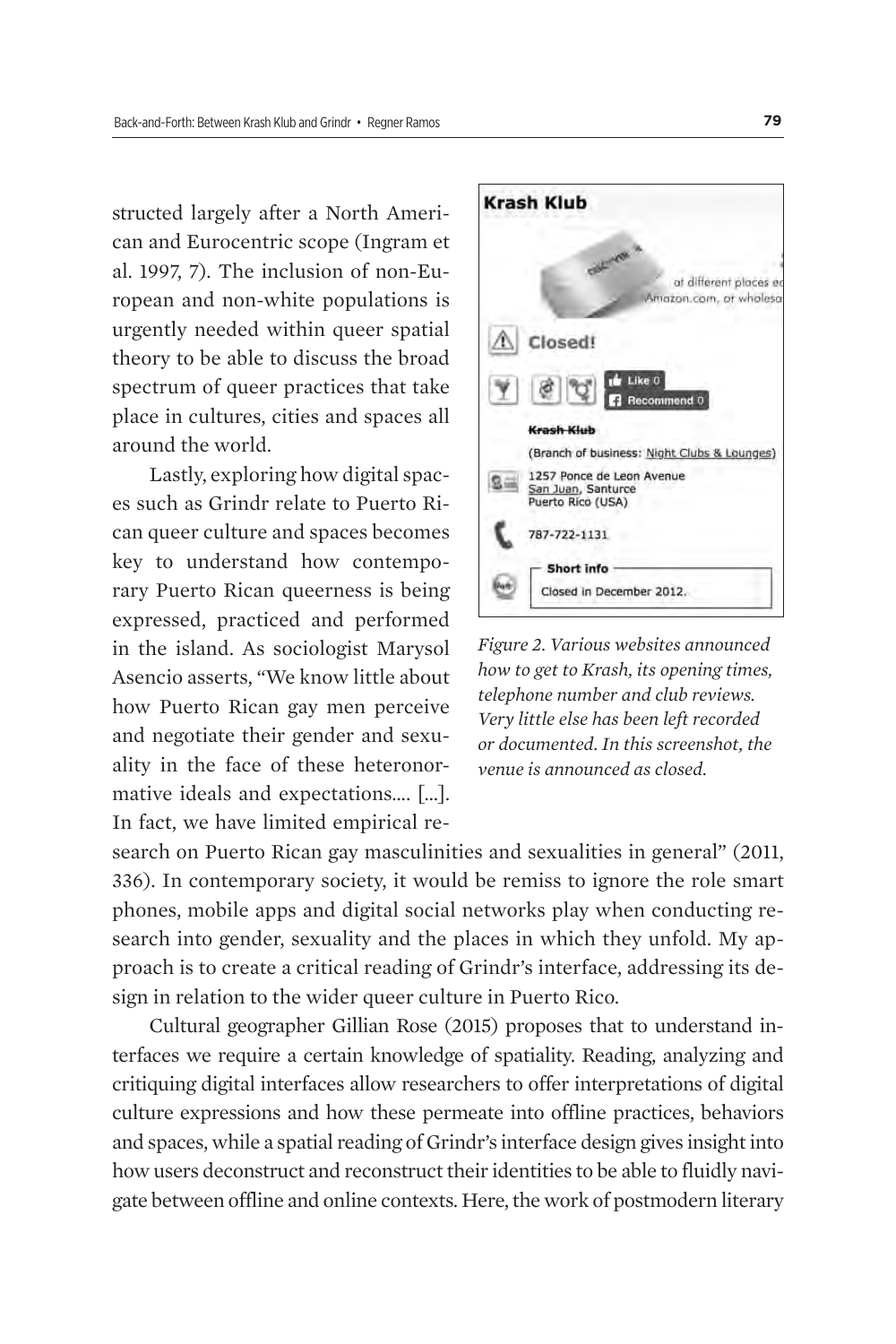structured largely after a North American and Eurocentric scope (Ingram et al. 1997, 7). The inclusion of non-European and non-white populations is urgently needed within queer spatial theory to be able to discuss the broad spectrum of queer practices that take place in cultures, cities and spaces all around the world.

Lastly, exploring how digital spaces such as Grindr relate to Puerto Rican queer culture and spaces becomes key to understand how contemporary Puerto Rican queerness is being expressed, practiced and performed in the island. As sociologist Marysol Asencio asserts, "We know little about how Puerto Rican gay men perceive and negotiate their gender and sexuality in the face of these heteronormative ideals and expectations.... [...]. In fact, we have limited empirical research on Puerto Rican gay masculinities and sexualities in general" (2011, 336). In contemporary society, it would be remiss to ignore the role smart phones, mobile apps and digital social networks play when conducting research into gender, sexuality and the places in which they unfold. My approach is to create a critical reading of Grindr's interface, addressing its design in relation to the wider queer culture in Puerto Rico.

Krash Klub

Closed!

Krash Klub

(Branch of business: Night Clubs & Lounges)

1257 Ponce de Leon Avenue
San Juan, Santurce
Puerto Rico (USA)

787-722-1131

Short info

Closed in December 2012.

*Figure 2. Various websites announced how to get to Krash, its opening times, telephone number and club reviews. Very little else has been left recorded or documented. In this screenshot, the venue is announced as closed.*

Cultural geographer Gillian Rose (2015) proposes that to understand interfaces we require a certain knowledge of spatiality. Reading, analyzing and critiquing digital interfaces allow researchers to offer interpretations of digital culture expressions and how these permeate into offline practices, behaviors and spaces, while a spatial reading of Grindr's interface design gives insight into how users deconstruct and reconstruct their identities to be able to fluidly navigate between offline and online contexts. Here, the work of postmodern literary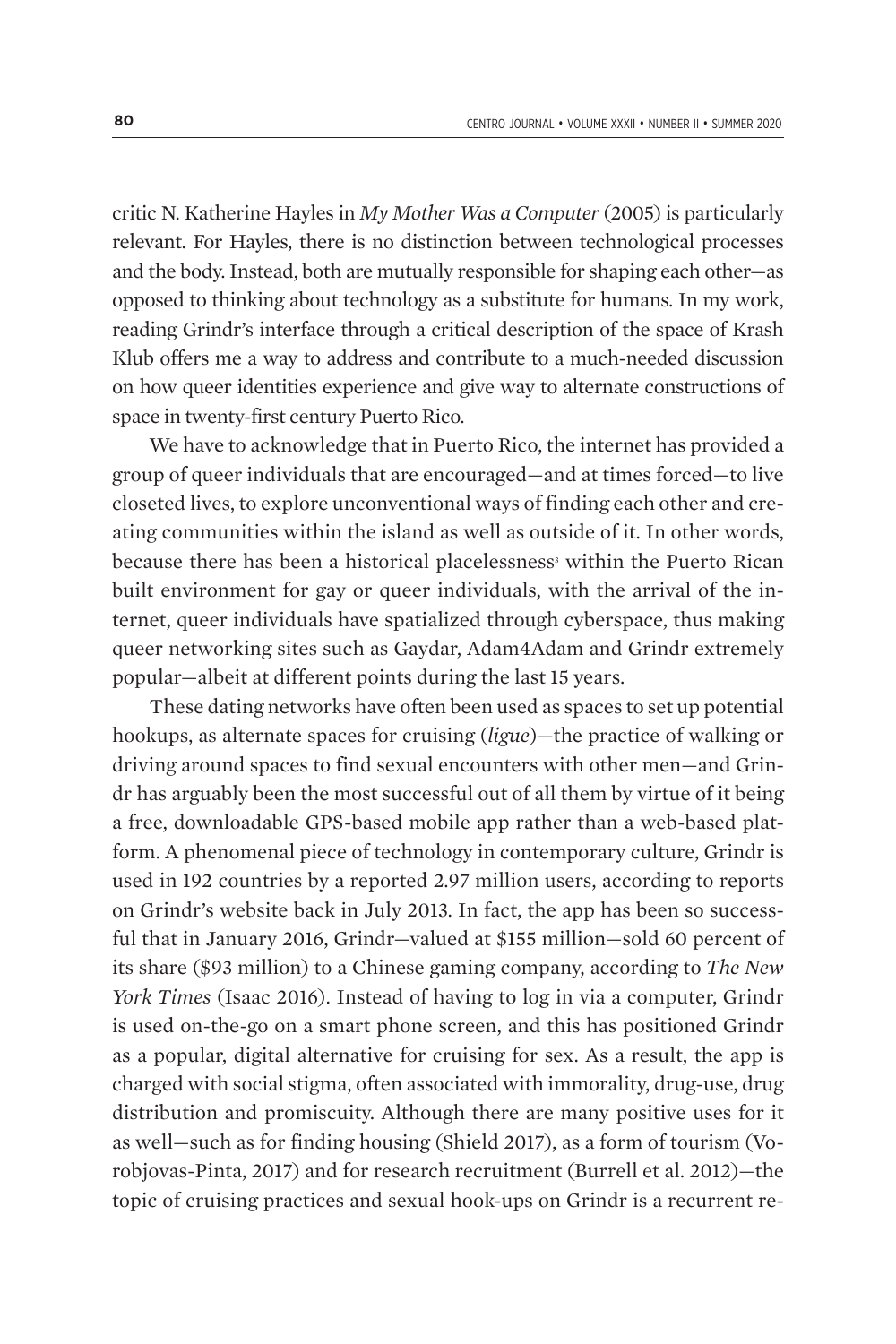critic N. Katherine Hayles in *My Mother Was a Computer* (2005) is particularly relevant. For Hayles, there is no distinction between technological processes and the body. Instead, both are mutually responsible for shaping each other—as opposed to thinking about technology as a substitute for humans. In my work, reading Grindr's interface through a critical description of the space of Krash Klub offers me a way to address and contribute to a much-needed discussion on how queer identities experience and give way to alternate constructions of space in twenty-first century Puerto Rico.

We have to acknowledge that in Puerto Rico, the internet has provided a group of queer individuals that are encouraged—and at times forced—to live closeted lives, to explore unconventional ways of finding each other and creating communities within the island as well as outside of it. In other words, because there has been a historical placelessness[3] within the Puerto Rican built environment for gay or queer individuals, with the arrival of the internet, queer individuals have spatialized through cyberspace, thus making queer networking sites such as Gaydar, Adam4Adam and Grindr extremely popular—albeit at different points during the last 15 years.

These dating networks have often been used as spaces to set up potential hookups, as alternate spaces for cruising (*ligue*)—the practice of walking or driving around spaces to find sexual encounters with other men—and Grindr has arguably been the most successful out of all them by virtue of it being a free, downloadable GPS-based mobile app rather than a web-based platform. A phenomenal piece of technology in contemporary culture, Grindr is used in 192 countries by a reported 2.97 million users, according to reports on Grindr's website back in July 2013. In fact, the app has been so successful that in January 2016, Grindr—valued at $155 million—sold 60 percent of its share ($93 million) to a Chinese gaming company, according to *The New York Times* (Isaac 2016). Instead of having to log in via a computer, Grindr is used on-the-go on a smart phone screen, and this has positioned Grindr as a popular, digital alternative for cruising for sex. As a result, the app is charged with social stigma, often associated with immorality, drug-use, drug distribution and promiscuity. Although there are many positive uses for it as well—such as for finding housing (Shield 2017), as a form of tourism (Vorobjovas-Pinta, 2017) and for research recruitment (Burrell et al. 2012)—the topic of cruising practices and sexual hook-ups on Grindr is a recurrent re-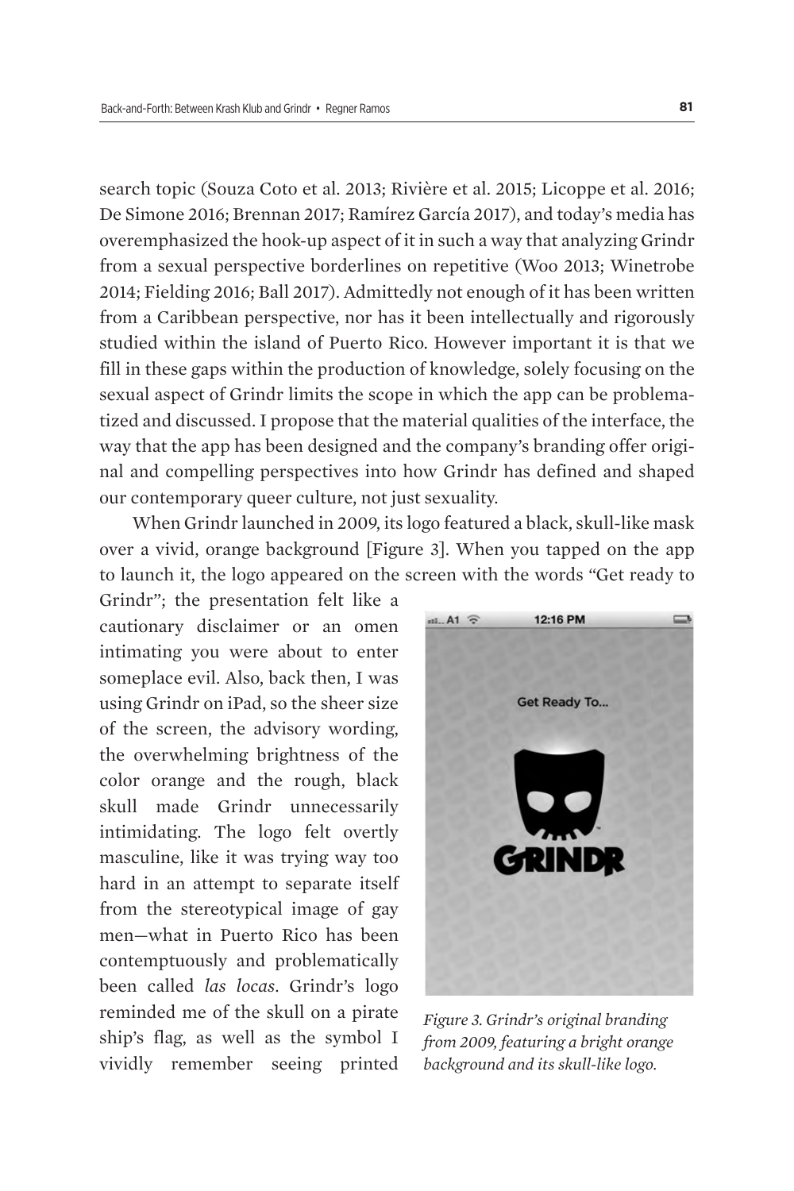search topic (Souza Coto et al. 2013; Rivière et al. 2015; Licoppe et al. 2016; De Simone 2016; Brennan 2017; Ramírez García 2017), and today's media has overemphasized the hook-up aspect of it in such a way that analyzing Grindr from a sexual perspective borderlines on repetitive (Woo 2013; Winetrobe 2014; Fielding 2016; Ball 2017). Admittedly not enough of it has been written from a Caribbean perspective, nor has it been intellectually and rigorously studied within the island of Puerto Rico. However important it is that we fill in these gaps within the production of knowledge, solely focusing on the sexual aspect of Grindr limits the scope in which the app can be problematized and discussed. I propose that the material qualities of the interface, the way that the app has been designed and the company's branding offer original and compelling perspectives into how Grindr has defined and shaped our contemporary queer culture, not just sexuality.

When Grindr launched in 2009, its logo featured a black, skull-like mask over a vivid, orange background [Figure 3]. When you tapped on the app to launch it, the logo appeared on the screen with the words "Get ready to Grindr"; the presentation felt like a cautionary disclaimer or an omen intimating you were about to enter someplace evil. Also, back then, I was using Grindr on iPad, so the sheer size of the screen, the advisory wording, the overwhelming brightness of the color orange and the rough, black skull made Grindr unnecessarily intimidating. The logo felt overtly masculine, like it was trying way too hard in an attempt to separate itself from the stereotypical image of gay men—what in Puerto Rico has been contemptuously and problematically been called *las locas*. Grindr's logo reminded me of the skull on a pirate ship's flag, as well as the symbol I vividly remember seeing printed

*Figure 3. Grindr's original branding from 2009, featuring a bright orange background and its skull-like logo.*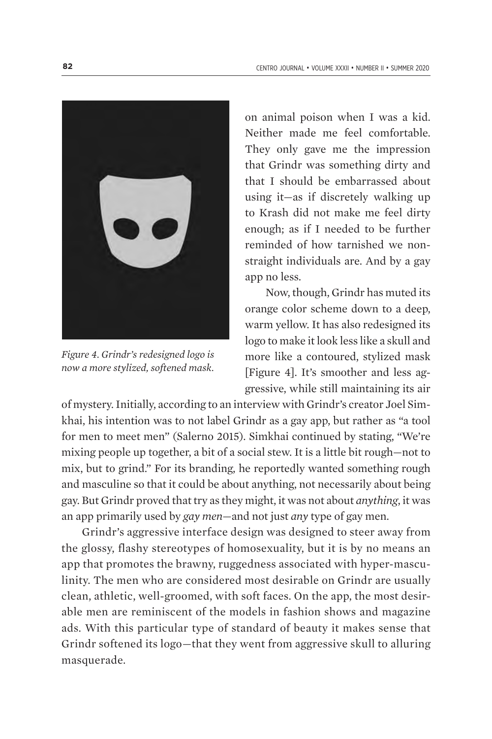*Figure 4. Grindr's redesigned logo is now a more stylized, softened mask.*

on animal poison when I was a kid. Neither made me feel comfortable. They only gave me the impression that Grindr was something dirty and that I should be embarrassed about using it—as if discretely walking up to Krash did not make me feel dirty enough; as if I needed to be further reminded of how tarnished we non-straight individuals are. And by a gay app no less.

Now, though, Grindr has muted its orange color scheme down to a deep, warm yellow. It has also redesigned its logo to make it look less like a skull and more like a contoured, stylized mask [Figure 4]. It's smoother and less aggressive, while still maintaining its air of mystery. Initially, according to an interview with Grindr's creator Joel Simkhai, his intention was to not label Grindr as a gay app, but rather as "a tool for men to meet men" (Salerno 2015). Simkhai continued by stating, "We're mixing people up together, a bit of a social stew. It is a little bit rough—not to mix, but to grind." For its branding, he reportedly wanted something rough and masculine so that it could be about anything, not necessarily about being gay. But Grindr proved that try as they might, it was not about *anything*, it was an app primarily used by *gay men*—and not just *any* type of gay men.

Grindr's aggressive interface design was designed to steer away from the glossy, flashy stereotypes of homosexuality, but it is by no means an app that promotes the brawny, ruggedness associated with hyper-masculinity. The men who are considered most desirable on Grindr are usually clean, athletic, well-groomed, with soft faces. On the app, the most desirable men are reminiscent of the models in fashion shows and magazine ads. With this particular type of standard of beauty it makes sense that Grindr softened its logo—that they went from aggressive skull to alluring masquerade.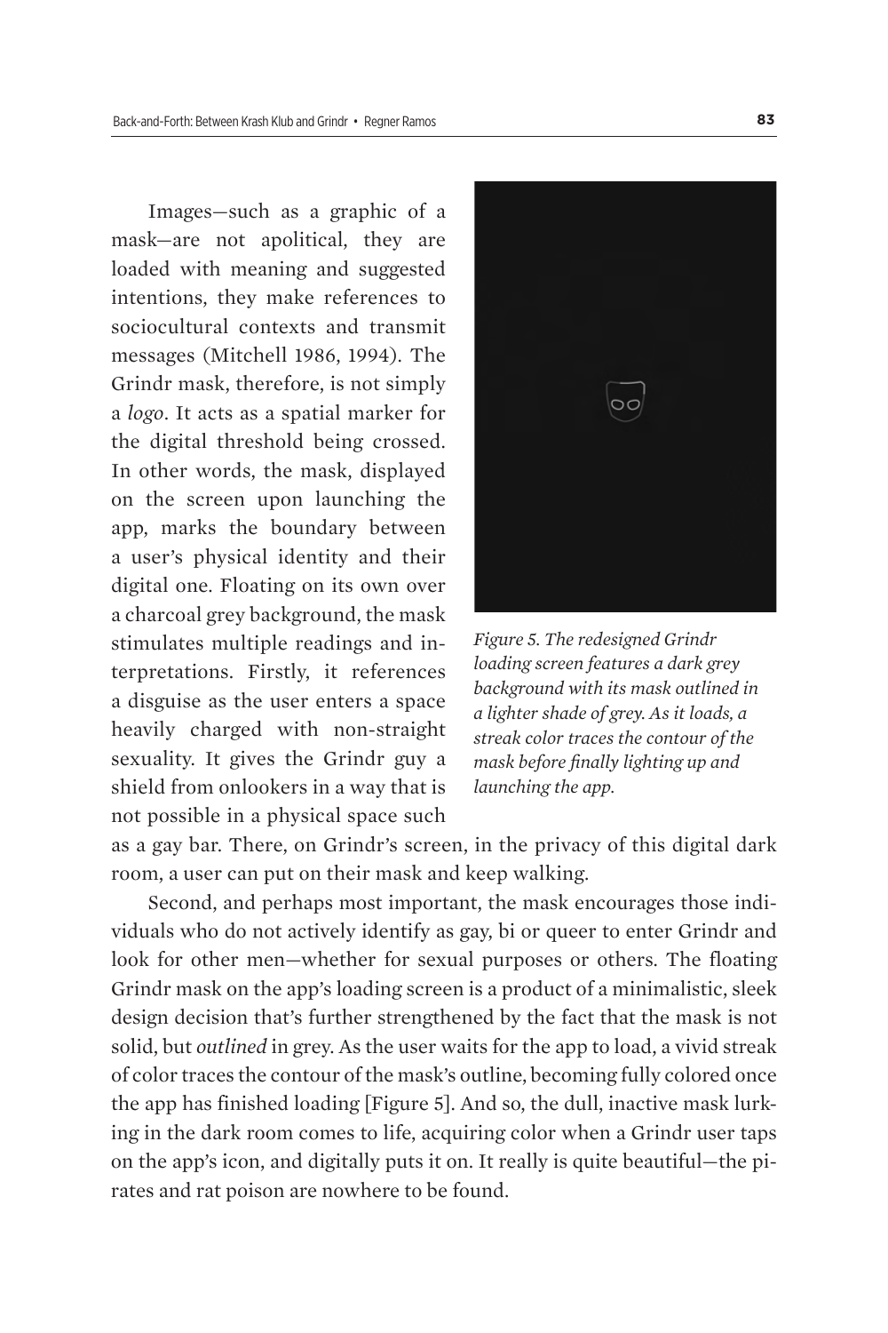Images—such as a graphic of a mask—are not apolitical, they are loaded with meaning and suggested intentions, they make references to sociocultural contexts and transmit messages (Mitchell 1986, 1994). The Grindr mask, therefore, is not simply a *logo*. It acts as a spatial marker for the digital threshold being crossed. In other words, the mask, displayed on the screen upon launching the app, marks the boundary between a user's physical identity and their digital one. Floating on its own over a charcoal grey background, the mask stimulates multiple readings and interpretations. Firstly, it references a disguise as the user enters a space heavily charged with non-straight sexuality. It gives the Grindr guy a shield from onlookers in a way that is not possible in a physical space such as a gay bar. There, on Grindr's screen, in the privacy of this digital dark room, a user can put on their mask and keep walking.

*Figure 5. The redesigned Grindr loading screen features a dark grey background with its mask outlined in a lighter shade of grey. As it loads, a streak color traces the contour of the mask before finally lighting up and launching the app.*

Second, and perhaps most important, the mask encourages those individuals who do not actively identify as gay, bi or queer to enter Grindr and look for other men—whether for sexual purposes or others. The floating Grindr mask on the app's loading screen is a product of a minimalistic, sleek design decision that's further strengthened by the fact that the mask is not solid, but *outlined* in grey. As the user waits for the app to load, a vivid streak of color traces the contour of the mask's outline, becoming fully colored once the app has finished loading [Figure 5]. And so, the dull, inactive mask lurking in the dark room comes to life, acquiring color when a Grindr user taps on the app's icon, and digitally puts it on. It really is quite beautiful—the pirates and rat poison are nowhere to be found.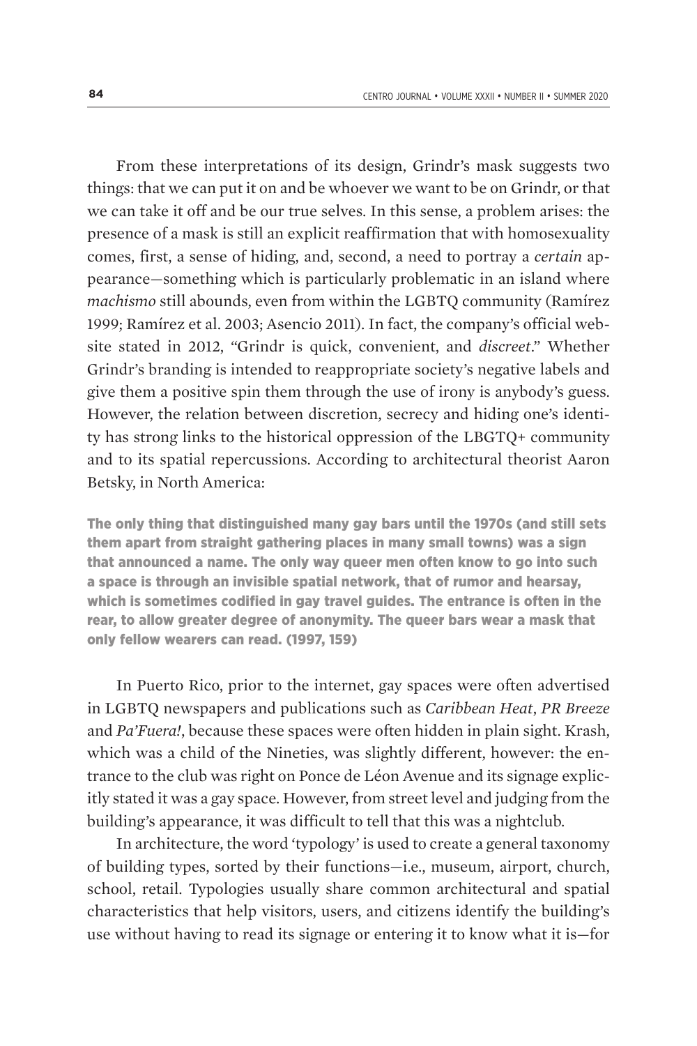From these interpretations of its design, Grindr's mask suggests two things: that we can put it on and be whoever we want to be on Grindr, or that we can take it off and be our true selves. In this sense, a problem arises: the presence of a mask is still an explicit reaffirmation that with homosexuality comes, first, a sense of hiding, and, second, a need to portray a *certain* appearance—something which is particularly problematic in an island where *machismo* still abounds, even from within the LGBTQ community (Ramírez 1999; Ramírez et al. 2003; Asencio 2011). In fact, the company's official website stated in 2012, "Grindr is quick, convenient, and *discreet*." Whether Grindr's branding is intended to reappropriate society's negative labels and give them a positive spin them through the use of irony is anybody's guess. However, the relation between discretion, secrecy and hiding one's identity has strong links to the historical oppression of the LBGTQ+ community and to its spatial repercussions. According to architectural theorist Aaron Betsky, in North America:

> **The only thing that distinguished many gay bars until the 1970s (and still sets them apart from straight gathering places in many small towns) was a sign that announced a name. The only way queer men often know to go into such a space is through an invisible spatial network, that of rumor and hearsay, which is sometimes codified in gay travel guides. The entrance is often in the rear, to allow greater degree of anonymity. The queer bars wear a mask that only fellow wearers can read. (1997, 159)**

In Puerto Rico, prior to the internet, gay spaces were often advertised in LGBTQ newspapers and publications such as *Caribbean Heat*, *PR Breeze* and *Pa'Fuera!*, because these spaces were often hidden in plain sight. Krash, which was a child of the Nineties, was slightly different, however: the entrance to the club was right on Ponce de Léon Avenue and its signage explicitly stated it was a gay space. However, from street level and judging from the building's appearance, it was difficult to tell that this was a nightclub.

In architecture, the word 'typology' is used to create a general taxonomy of building types, sorted by their functions—i.e., museum, airport, church, school, retail. Typologies usually share common architectural and spatial characteristics that help visitors, users, and citizens identify the building's use without having to read its signage or entering it to know what it is—for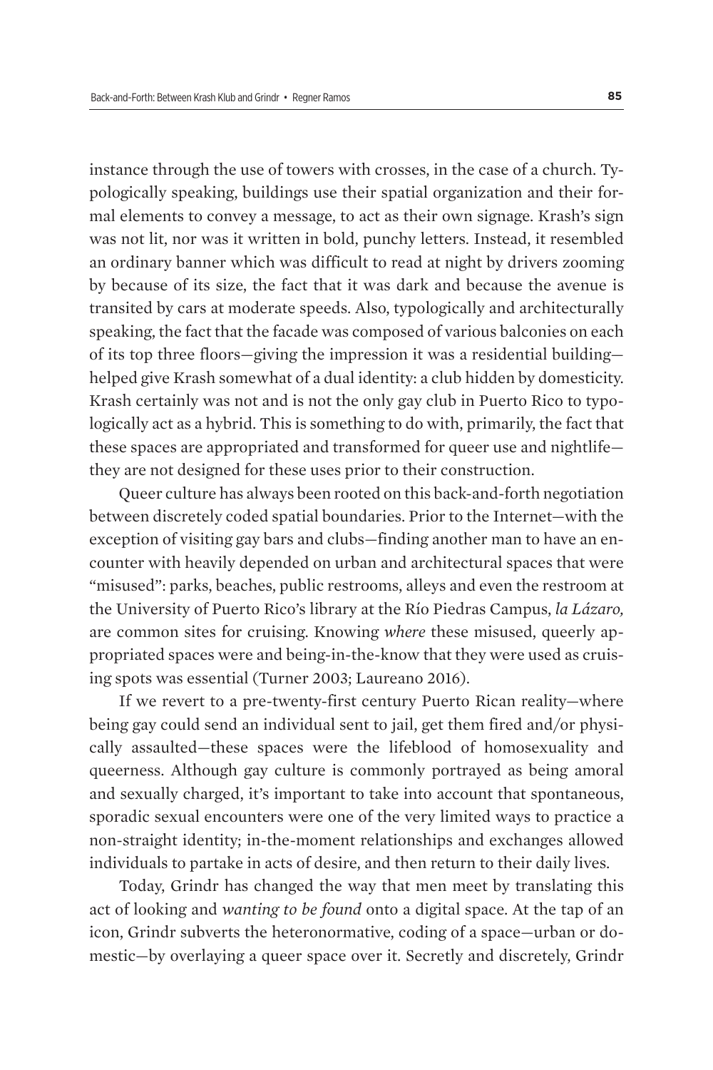instance through the use of towers with crosses, in the case of a church. Typologically speaking, buildings use their spatial organization and their formal elements to convey a message, to act as their own signage. Krash's sign was not lit, nor was it written in bold, punchy letters. Instead, it resembled an ordinary banner which was difficult to read at night by drivers zooming by because of its size, the fact that it was dark and because the avenue is transited by cars at moderate speeds. Also, typologically and architecturally speaking, the fact that the facade was composed of various balconies on each of its top three floors—giving the impression it was a residential building—helped give Krash somewhat of a dual identity: a club hidden by domesticity. Krash certainly was not and is not the only gay club in Puerto Rico to typologically act as a hybrid. This is something to do with, primarily, the fact that these spaces are appropriated and transformed for queer use and nightlife—they are not designed for these uses prior to their construction.

Queer culture has always been rooted on this back-and-forth negotiation between discretely coded spatial boundaries. Prior to the Internet—with the exception of visiting gay bars and clubs—finding another man to have an encounter with heavily depended on urban and architectural spaces that were "misused": parks, beaches, public restrooms, alleys and even the restroom at the University of Puerto Rico's library at the Río Piedras Campus, *la Lázaro,* are common sites for cruising. Knowing *where* these misused, queerly appropriated spaces were and being-in-the-know that they were used as cruising spots was essential (Turner 2003; Laureano 2016).

If we revert to a pre-twenty-first century Puerto Rican reality—where being gay could send an individual sent to jail, get them fired and/or physically assaulted—these spaces were the lifeblood of homosexuality and queerness. Although gay culture is commonly portrayed as being amoral and sexually charged, it's important to take into account that spontaneous, sporadic sexual encounters were one of the very limited ways to practice a non-straight identity; in-the-moment relationships and exchanges allowed individuals to partake in acts of desire, and then return to their daily lives.

Today, Grindr has changed the way that men meet by translating this act of looking and *wanting to be found* onto a digital space. At the tap of an icon, Grindr subverts the heteronormative, coding of a space—urban or domestic—by overlaying a queer space over it. Secretly and discretely, Grindr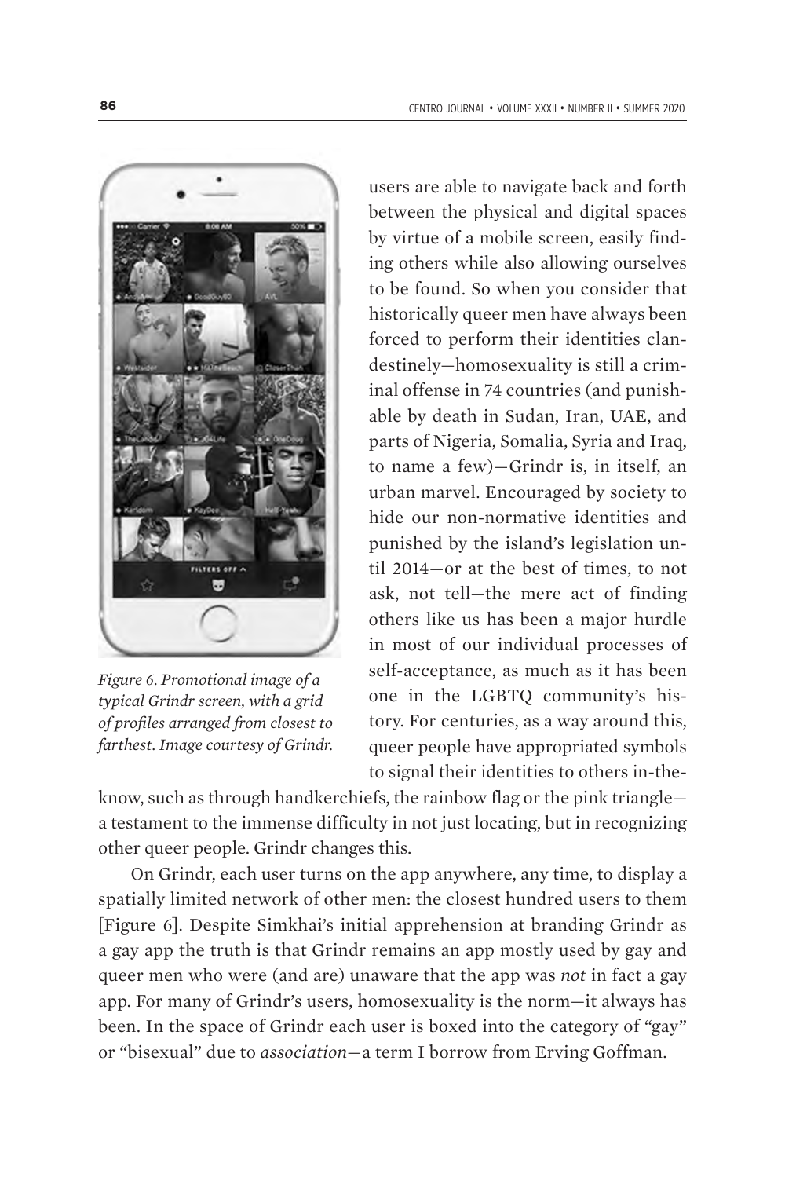users are able to navigate back and forth between the physical and digital spaces by virtue of a mobile screen, easily finding others while also allowing ourselves to be found. So when you consider that historically queer men have always been forced to perform their identities clandestinely—homosexuality is still a criminal offense in 74 countries (and punishable by death in Sudan, Iran, UAE, and parts of Nigeria, Somalia, Syria and Iraq, to name a few)—Grindr is, in itself, an urban marvel. Encouraged by society to hide our non-normative identities and punished by the island's legislation until 2014—or at the best of times, to not ask, not tell—the mere act of finding others like us has been a major hurdle in most of our individual processes of self-acceptance, as much as it has been one in the LGBTQ community's history. For centuries, as a way around this, queer people have appropriated symbols to signal their identities to others in-the-know, such as through handkerchiefs, the rainbow flag or the pink triangle—a testament to the immense difficulty in not just locating, but in recognizing other queer people. Grindr changes this.

*Figure 6. Promotional image of a typical Grindr screen, with a grid of profiles arranged from closest to farthest. Image courtesy of Grindr.*

On Grindr, each user turns on the app anywhere, any time, to display a spatially limited network of other men: the closest hundred users to them [Figure 6]. Despite Simkhai's initial apprehension at branding Grindr as a gay app the truth is that Grindr remains an app mostly used by gay and queer men who were (and are) unaware that the app was *not* in fact a gay app. For many of Grindr's users, homosexuality is the norm—it always has been. In the space of Grindr each user is boxed into the category of "gay" or "bisexual" due to *association*—a term I borrow from Erving Goffman.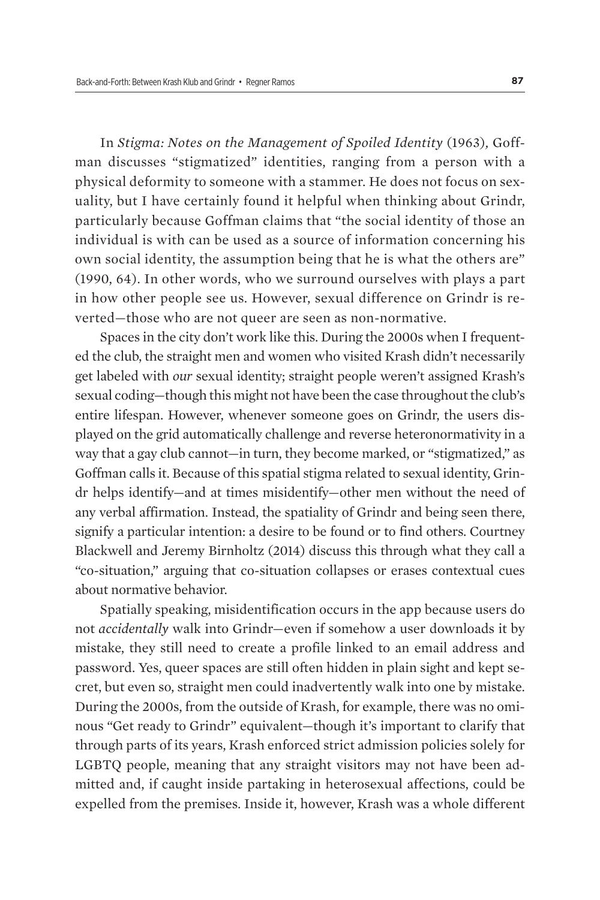In *Stigma: Notes on the Management of Spoiled Identity* (1963), Goffman discusses "stigmatized" identities, ranging from a person with a physical deformity to someone with a stammer. He does not focus on sexuality, but I have certainly found it helpful when thinking about Grindr, particularly because Goffman claims that "the social identity of those an individual is with can be used as a source of information concerning his own social identity, the assumption being that he is what the others are" (1990, 64). In other words, who we surround ourselves with plays a part in how other people see us. However, sexual difference on Grindr is reverted—those who are not queer are seen as non-normative.

Spaces in the city don't work like this. During the 2000s when I frequented the club, the straight men and women who visited Krash didn't necessarily get labeled with *our* sexual identity; straight people weren't assigned Krash's sexual coding—though this might not have been the case throughout the club's entire lifespan. However, whenever someone goes on Grindr, the users displayed on the grid automatically challenge and reverse heteronormativity in a way that a gay club cannot—in turn, they become marked, or "stigmatized," as Goffman calls it. Because of this spatial stigma related to sexual identity, Grindr helps identify—and at times misidentify—other men without the need of any verbal affirmation. Instead, the spatiality of Grindr and being seen there, signify a particular intention: a desire to be found or to find others. Courtney Blackwell and Jeremy Birnholtz (2014) discuss this through what they call a "co-situation," arguing that co-situation collapses or erases contextual cues about normative behavior.

Spatially speaking, misidentification occurs in the app because users do not *accidentally* walk into Grindr—even if somehow a user downloads it by mistake, they still need to create a profile linked to an email address and password. Yes, queer spaces are still often hidden in plain sight and kept secret, but even so, straight men could inadvertently walk into one by mistake. During the 2000s, from the outside of Krash, for example, there was no ominous "Get ready to Grindr" equivalent—though it's important to clarify that through parts of its years, Krash enforced strict admission policies solely for LGBTQ people, meaning that any straight visitors may not have been admitted and, if caught inside partaking in heterosexual affections, could be expelled from the premises. Inside it, however, Krash was a whole different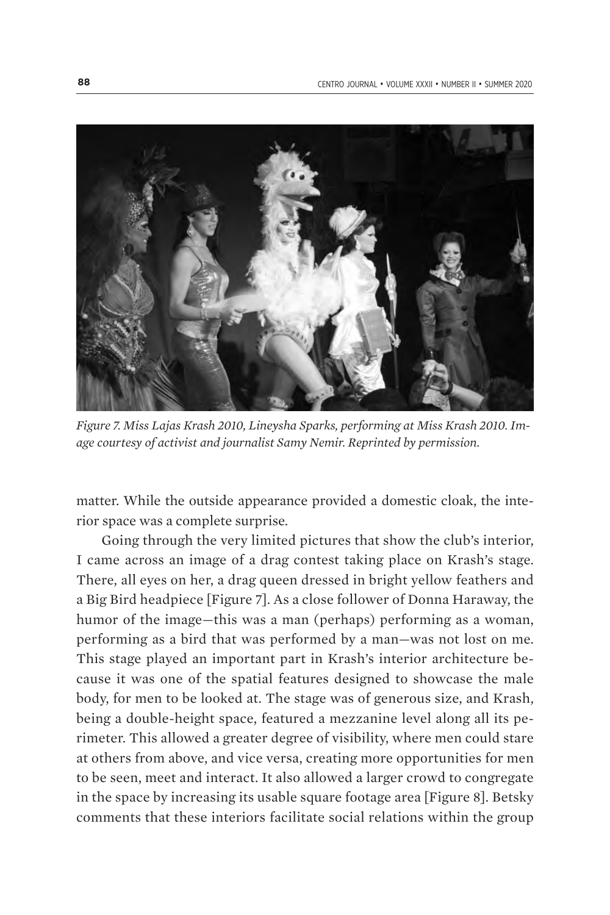*Figure 7. Miss Lajas Krash 2010, Lineysha Sparks, performing at Miss Krash 2010. Image courtesy of activist and journalist Samy Nemir. Reprinted by permission.*

matter. While the outside appearance provided a domestic cloak, the interior space was a complete surprise.

Going through the very limited pictures that show the club's interior, I came across an image of a drag contest taking place on Krash's stage. There, all eyes on her, a drag queen dressed in bright yellow feathers and a Big Bird headpiece [Figure 7]. As a close follower of Donna Haraway, the humor of the image—this was a man (perhaps) performing as a woman, performing as a bird that was performed by a man—was not lost on me. This stage played an important part in Krash's interior architecture because it was one of the spatial features designed to showcase the male body, for men to be looked at. The stage was of generous size, and Krash, being a double-height space, featured a mezzanine level along all its perimeter. This allowed a greater degree of visibility, where men could stare at others from above, and vice versa, creating more opportunities for men to be seen, meet and interact. It also allowed a larger crowd to congregate in the space by increasing its usable square footage area [Figure 8]. Betsky comments that these interiors facilitate social relations within the group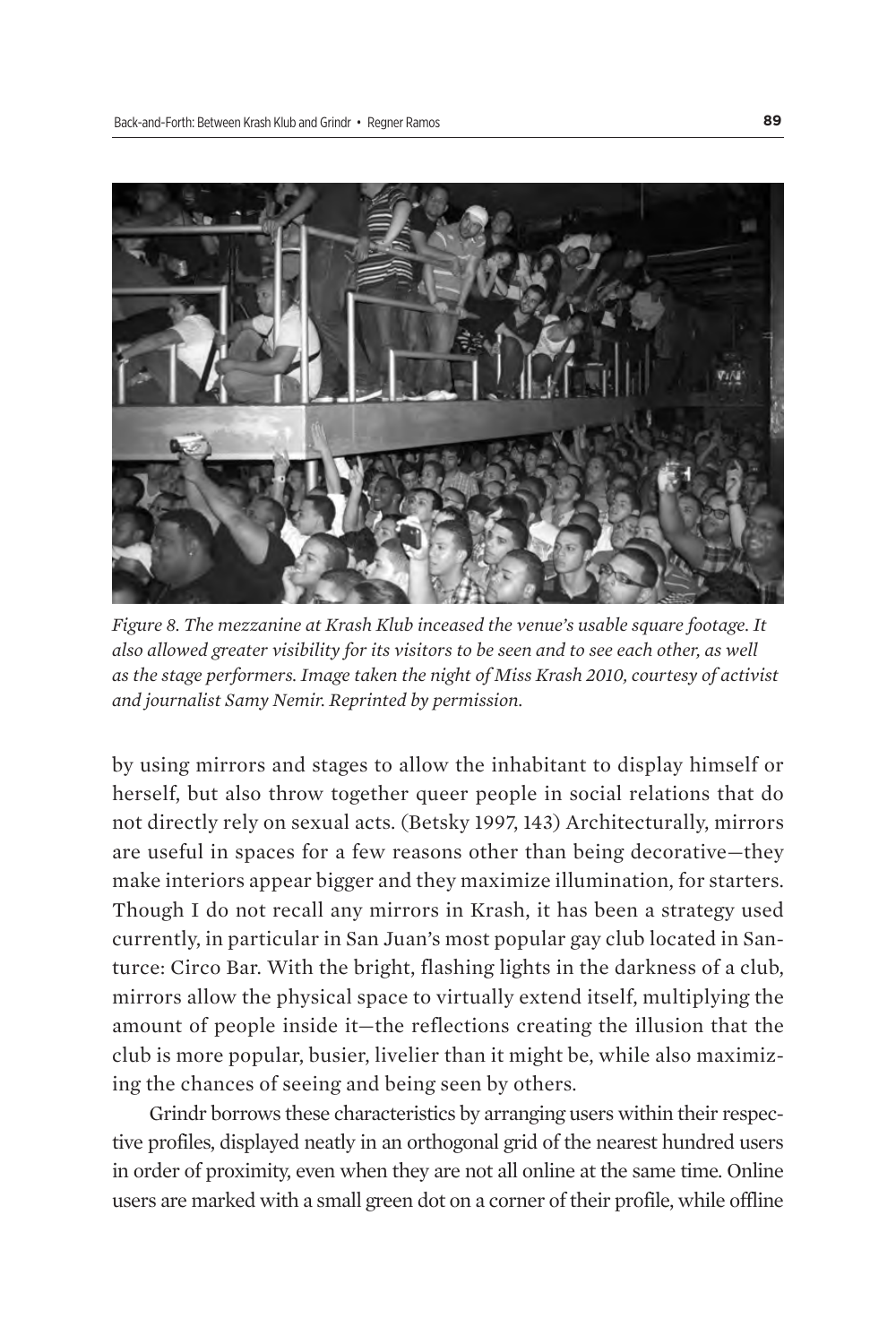*Figure 8. The mezzanine at Krash Klub inceased the venue's usable square footage. It also allowed greater visibility for its visitors to be seen and to see each other, as well as the stage performers. Image taken the night of Miss Krash 2010, courtesy of activist and journalist Samy Nemir. Reprinted by permission.*

by using mirrors and stages to allow the inhabitant to display himself or herself, but also throw together queer people in social relations that do not directly rely on sexual acts. (Betsky 1997, 143) Architecturally, mirrors are useful in spaces for a few reasons other than being decorative—they make interiors appear bigger and they maximize illumination, for starters. Though I do not recall any mirrors in Krash, it has been a strategy used currently, in particular in San Juan's most popular gay club located in Santurce: Circo Bar. With the bright, flashing lights in the darkness of a club, mirrors allow the physical space to virtually extend itself, multiplying the amount of people inside it—the reflections creating the illusion that the club is more popular, busier, livelier than it might be, while also maximizing the chances of seeing and being seen by others.

Grindr borrows these characteristics by arranging users within their respective profiles, displayed neatly in an orthogonal grid of the nearest hundred users in order of proximity, even when they are not all online at the same time. Online users are marked with a small green dot on a corner of their profile, while offline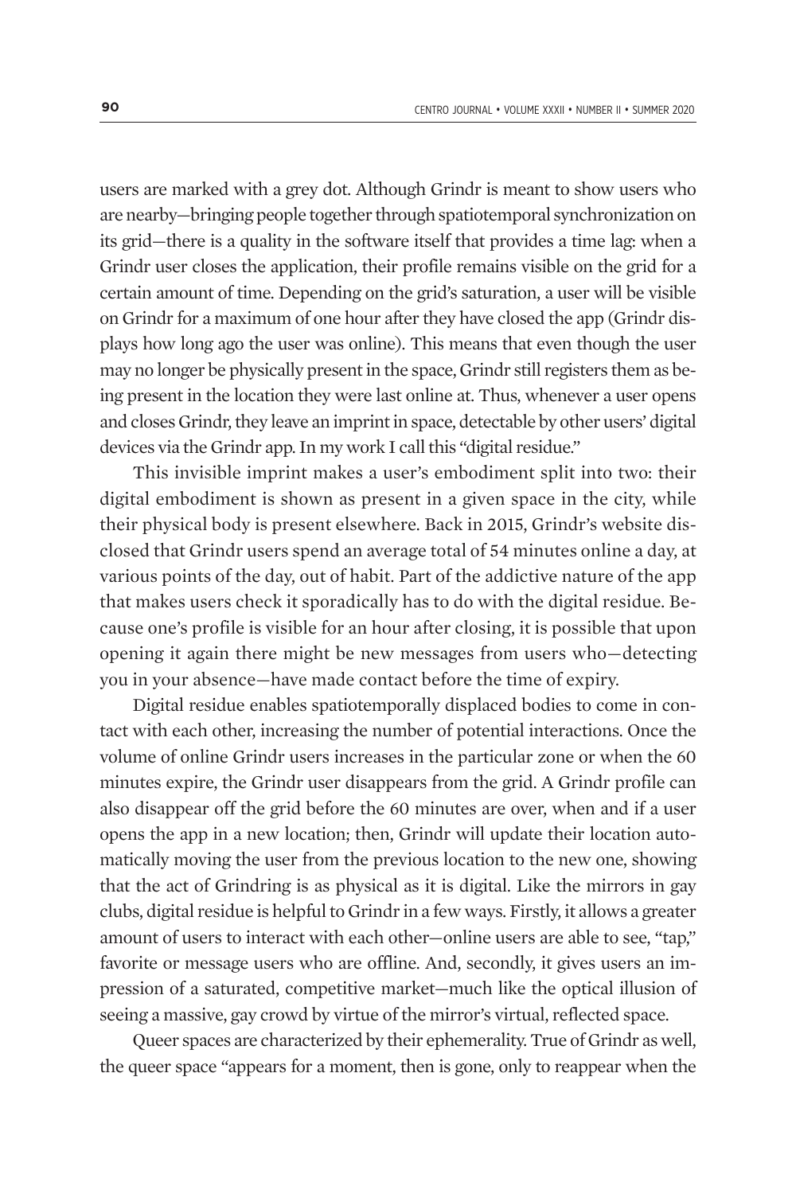users are marked with a grey dot. Although Grindr is meant to show users who are nearby—bringing people together through spatiotemporal synchronization on its grid—there is a quality in the software itself that provides a time lag: when a Grindr user closes the application, their profile remains visible on the grid for a certain amount of time. Depending on the grid's saturation, a user will be visible on Grindr for a maximum of one hour after they have closed the app (Grindr displays how long ago the user was online). This means that even though the user may no longer be physically present in the space, Grindr still registers them as being present in the location they were last online at. Thus, whenever a user opens and closes Grindr, they leave an imprint in space, detectable by other users' digital devices via the Grindr app. In my work I call this "digital residue."

This invisible imprint makes a user's embodiment split into two: their digital embodiment is shown as present in a given space in the city, while their physical body is present elsewhere. Back in 2015, Grindr's website disclosed that Grindr users spend an average total of 54 minutes online a day, at various points of the day, out of habit. Part of the addictive nature of the app that makes users check it sporadically has to do with the digital residue. Because one's profile is visible for an hour after closing, it is possible that upon opening it again there might be new messages from users who—detecting you in your absence—have made contact before the time of expiry.

Digital residue enables spatiotemporally displaced bodies to come in contact with each other, increasing the number of potential interactions. Once the volume of online Grindr users increases in the particular zone or when the 60 minutes expire, the Grindr user disappears from the grid. A Grindr profile can also disappear off the grid before the 60 minutes are over, when and if a user opens the app in a new location; then, Grindr will update their location automatically moving the user from the previous location to the new one, showing that the act of Grindring is as physical as it is digital. Like the mirrors in gay clubs, digital residue is helpful to Grindr in a few ways. Firstly, it allows a greater amount of users to interact with each other—online users are able to see, "tap," favorite or message users who are offline. And, secondly, it gives users an impression of a saturated, competitive market—much like the optical illusion of seeing a massive, gay crowd by virtue of the mirror's virtual, reflected space.

Queer spaces are characterized by their ephemerality. True of Grindr as well, the queer space "appears for a moment, then is gone, only to reappear when the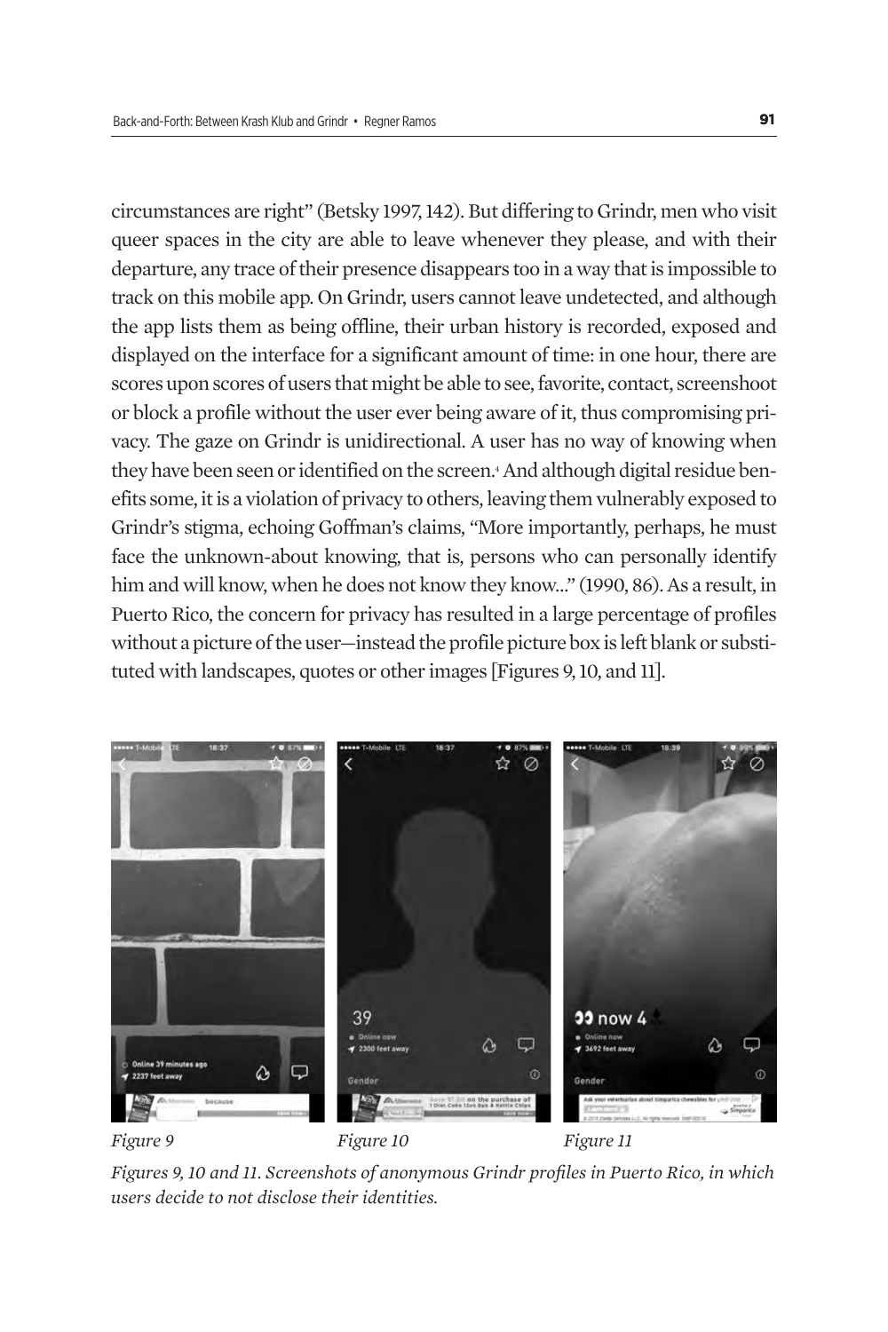circumstances are right" (Betsky 1997, 142). But differing to Grindr, men who visit queer spaces in the city are able to leave whenever they please, and with their departure, any trace of their presence disappears too in a way that is impossible to track on this mobile app. On Grindr, users cannot leave undetected, and although the app lists them as being offline, their urban history is recorded, exposed and displayed on the interface for a significant amount of time: in one hour, there are scores upon scores of users that might be able to see, favorite, contact, screenshoot or block a profile without the user ever being aware of it, thus compromising privacy. The gaze on Grindr is unidirectional. A user has no way of knowing when they have been seen or identified on the screen.[4] And although digital residue benefits some, it is a violation of privacy to others, leaving them vulnerably exposed to Grindr's stigma, echoing Goffman's claims, "More importantly, perhaps, he must face the unknown-about knowing, that is, persons who can personally identify him and will know, when he does not know they know..." (1990, 86). As a result, in Puerto Rico, the concern for privacy has resulted in a large percentage of profiles without a picture of the user—instead the profile picture box is left blank or substituted with landscapes, quotes or other images [Figures 9, 10, and 11].

*Figure 9* *Figure 10* *Figure 11*

*Figures 9, 10 and 11. Screenshots of anonymous Grindr profiles in Puerto Rico, in which users decide to not disclose their identities.*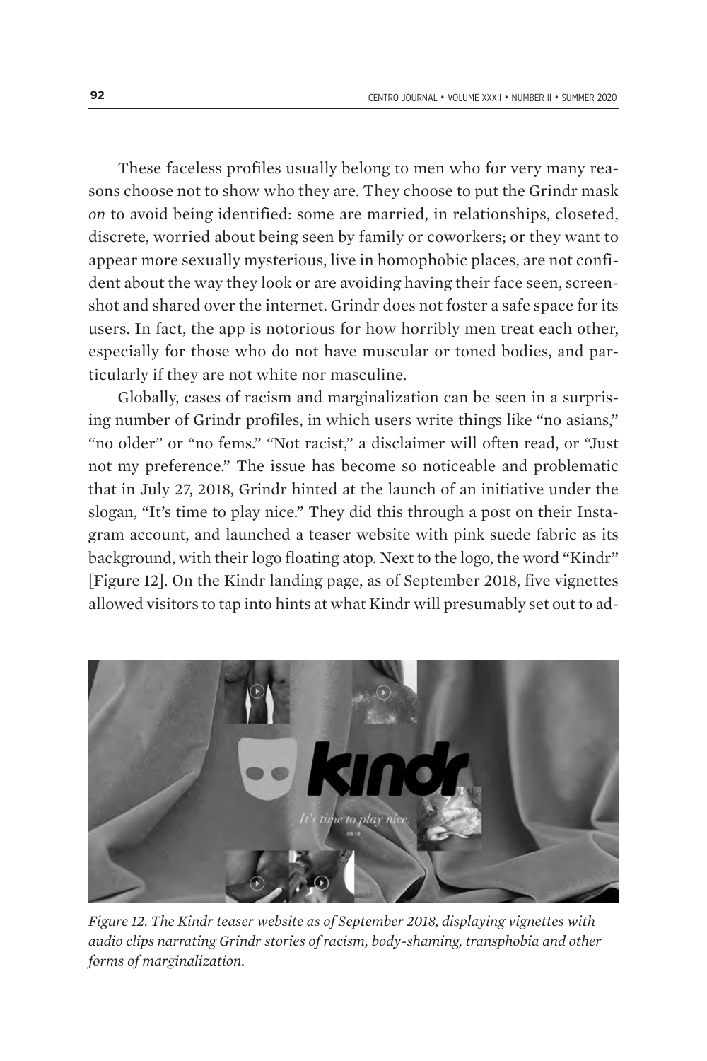These faceless profiles usually belong to men who for very many reasons choose not to show who they are. They choose to put the Grindr mask *on* to avoid being identified: some are married, in relationships, closeted, discrete, worried about being seen by family or coworkers; or they want to appear more sexually mysterious, live in homophobic places, are not confident about the way they look or are avoiding having their face seen, screenshot and shared over the internet. Grindr does not foster a safe space for its users. In fact, the app is notorious for how horribly men treat each other, especially for those who do not have muscular or toned bodies, and particularly if they are not white nor masculine.

Globally, cases of racism and marginalization can be seen in a surprising number of Grindr profiles, in which users write things like "no asians," "no older" or "no fems." "Not racist," a disclaimer will often read, or "Just not my preference." The issue has become so noticeable and problematic that in July 27, 2018, Grindr hinted at the launch of an initiative under the slogan, "It's time to play nice." They did this through a post on their Instagram account, and launched a teaser website with pink suede fabric as its background, with their logo floating atop. Next to the logo, the word "Kindr" [Figure 12]. On the Kindr landing page, as of September 2018, five vignettes allowed visitors to tap into hints at what Kindr will presumably set out to ad-

*Figure 12. The Kindr teaser website as of September 2018, displaying vignettes with audio clips narrating Grindr stories of racism, body-shaming, transphobia and other forms of marginalization.*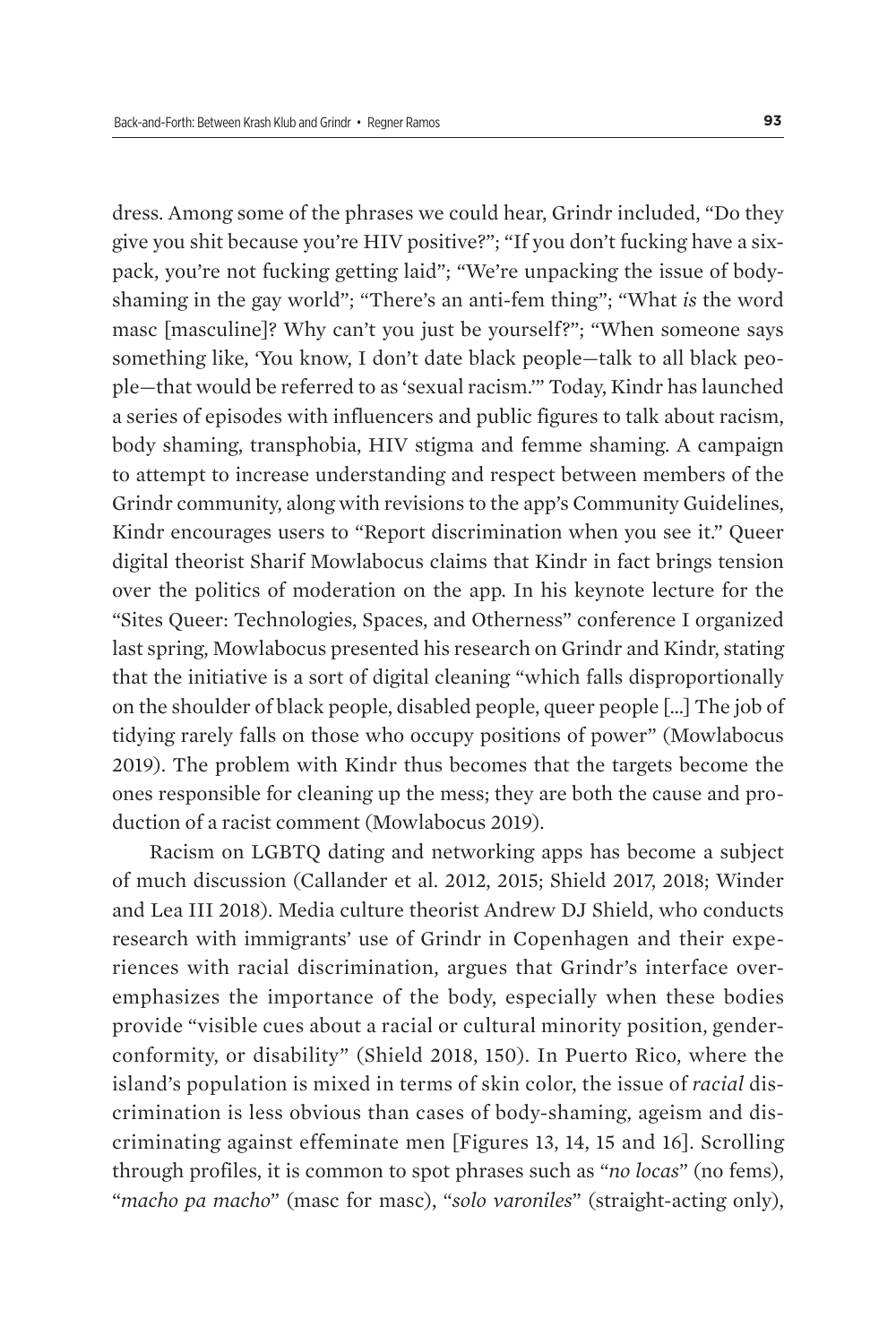dress. Among some of the phrases we could hear, Grindr included, "Do they give you shit because you're HIV positive?"; "If you don't fucking have a six-pack, you're not fucking getting laid"; "We're unpacking the issue of body-shaming in the gay world"; "There's an anti-fem thing"; "What *is* the word masc [masculine]? Why can't you just be yourself?"; "When someone says something like, 'You know, I don't date black people—talk to all black people—that would be referred to as 'sexual racism.'" Today, Kindr has launched a series of episodes with influencers and public figures to talk about racism, body shaming, transphobia, HIV stigma and femme shaming. A campaign to attempt to increase understanding and respect between members of the Grindr community, along with revisions to the app's Community Guidelines, Kindr encourages users to "Report discrimination when you see it." Queer digital theorist Sharif Mowlabocus claims that Kindr in fact brings tension over the politics of moderation on the app. In his keynote lecture for the "Sites Queer: Technologies, Spaces, and Otherness" conference I organized last spring, Mowlabocus presented his research on Grindr and Kindr, stating that the initiative is a sort of digital cleaning "which falls disproportionally on the shoulder of black people, disabled people, queer people [...] The job of tidying rarely falls on those who occupy positions of power" (Mowlabocus 2019). The problem with Kindr thus becomes that the targets become the ones responsible for cleaning up the mess; they are both the cause and production of a racist comment (Mowlabocus 2019).

Racism on LGBTQ dating and networking apps has become a subject of much discussion (Callander et al. 2012, 2015; Shield 2017, 2018; Winder and Lea III 2018). Media culture theorist Andrew DJ Shield, who conducts research with immigrants' use of Grindr in Copenhagen and their experiences with racial discrimination, argues that Grindr's interface over-emphasizes the importance of the body, especially when these bodies provide "visible cues about a racial or cultural minority position, gender-conformity, or disability" (Shield 2018, 150). In Puerto Rico, where the island's population is mixed in terms of skin color, the issue of *racial* discrimination is less obvious than cases of body-shaming, ageism and discriminating against effeminate men [Figures 13, 14, 15 and 16]. Scrolling through profiles, it is common to spot phrases such as "*no locas*" (no fems), "*macho pa macho*" (masc for masc), "*solo varoniles*" (straight-acting only),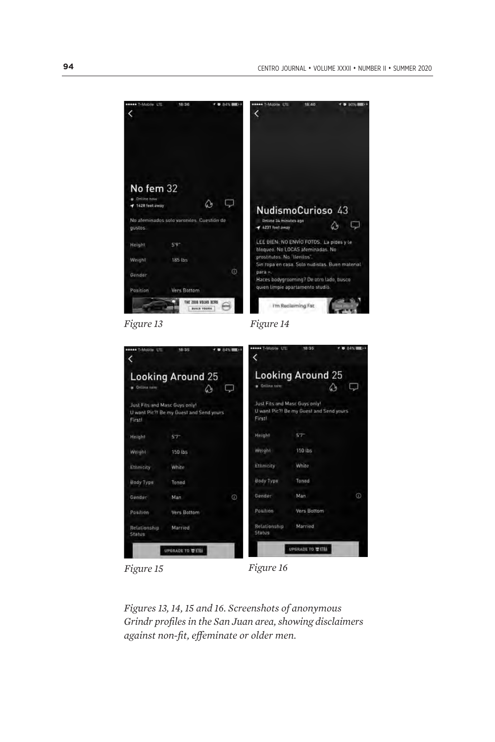Figure 13

Figure 14

Figure 15

Figure 16

*Figures 13, 14, 15 and 16. Screenshots of anonymous Grindr profiles in the San Juan area, showing disclaimers against non-fit, effeminate or older men.*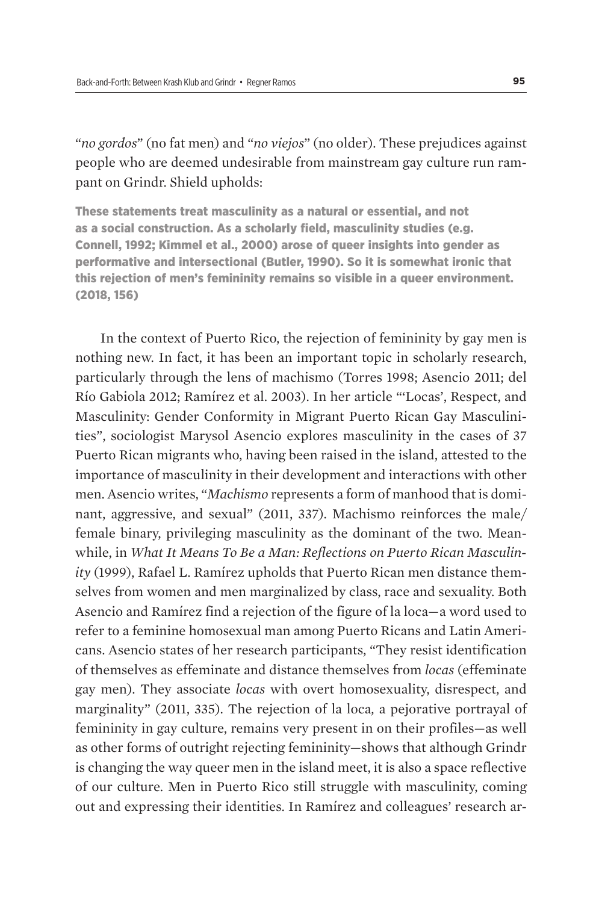"*no gordos*" (no fat men) and "*no viejos*" (no older). These prejudices against people who are deemed undesirable from mainstream gay culture run rampant on Grindr. Shield upholds:

> **These statements treat masculinity as a natural or essential, and not as a social construction. As a scholarly field, masculinity studies (e.g. Connell, 1992; Kimmel et al., 2000) arose of queer insights into gender as performative and intersectional (Butler, 1990). So it is somewhat ironic that this rejection of men's femininity remains so visible in a queer environment. (2018, 156)**

In the context of Puerto Rico, the rejection of femininity by gay men is nothing new. In fact, it has been an important topic in scholarly research, particularly through the lens of machismo (Torres 1998; Asencio 2011; del Río Gabiola 2012; Ramírez et al. 2003). In her article "'Locas', Respect, and Masculinity: Gender Conformity in Migrant Puerto Rican Gay Masculinities", sociologist Marysol Asencio explores masculinity in the cases of 37 Puerto Rican migrants who, having been raised in the island, attested to the importance of masculinity in their development and interactions with other men. Asencio writes, "*Machismo* represents a form of manhood that is dominant, aggressive, and sexual" (2011, 337). Machismo reinforces the male/female binary, privileging masculinity as the dominant of the two. Meanwhile, in *What It Means To Be a Man: Reflections on Puerto Rican Masculinity* (1999), Rafael L. Ramírez upholds that Puerto Rican men distance themselves from women and men marginalized by class, race and sexuality. Both Asencio and Ramírez find a rejection of the figure of la loca—a word used to refer to a feminine homosexual man among Puerto Ricans and Latin Americans. Asencio states of her research participants, "They resist identification of themselves as effeminate and distance themselves from *locas* (effeminate gay men). They associate *locas* with overt homosexuality, disrespect, and marginality" (2011, 335). The rejection of la loca*,* a pejorative portrayal of femininity in gay culture, remains very present in on their profiles—as well as other forms of outright rejecting femininity—shows that although Grindr is changing the way queer men in the island meet, it is also a space reflective of our culture. Men in Puerto Rico still struggle with masculinity, coming out and expressing their identities. In Ramírez and colleagues' research ar-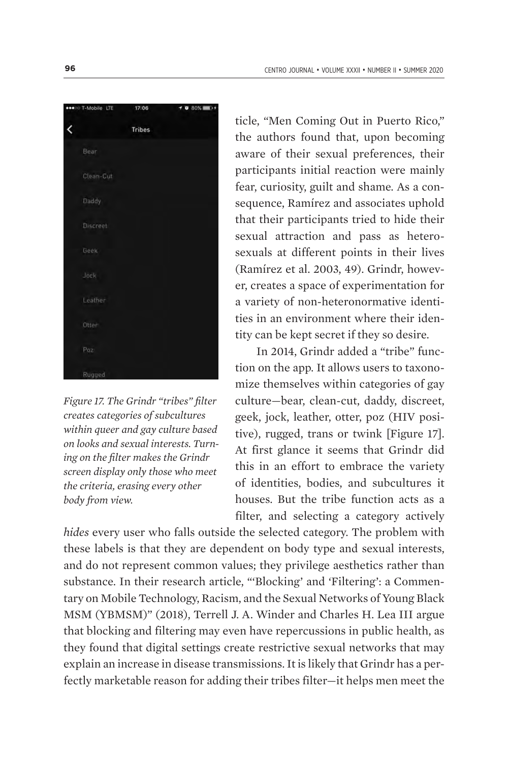ticle, "Men Coming Out in Puerto Rico," the authors found that, upon becoming aware of their sexual preferences, their participants initial reaction were mainly fear, curiosity, guilt and shame. As a consequence, Ramírez and associates uphold that their participants tried to hide their sexual attraction and pass as heterosexuals at different points in their lives (Ramírez et al. 2003, 49). Grindr, however, creates a space of experimentation for a variety of non-heteronormative identities in an environment where their identity can be kept secret if they so desire.

*Figure 17. The Grindr "tribes" filter creates categories of subcultures within queer and gay culture based on looks and sexual interests. Turning on the filter makes the Grindr screen display only those who meet the criteria, erasing every other body from view.*

In 2014, Grindr added a "tribe" function on the app. It allows users to taxonomize themselves within categories of gay culture—bear, clean-cut, daddy, discreet, geek, jock, leather, otter, poz (HIV positive), rugged, trans or twink [Figure 17]. At first glance it seems that Grindr did this in an effort to embrace the variety of identities, bodies, and subcultures it houses. But the tribe function acts as a filter, and selecting a category actively *hides* every user who falls outside the selected category. The problem with these labels is that they are dependent on body type and sexual interests, and do not represent common values; they privilege aesthetics rather than substance. In their research article, "'Blocking' and 'Filtering': a Commentary on Mobile Technology, Racism, and the Sexual Networks of Young Black MSM (YBMSM)" (2018), Terrell J. A. Winder and Charles H. Lea III argue that blocking and filtering may even have repercussions in public health, as they found that digital settings create restrictive sexual networks that may explain an increase in disease transmissions. It is likely that Grindr has a perfectly marketable reason for adding their tribes filter—it helps men meet the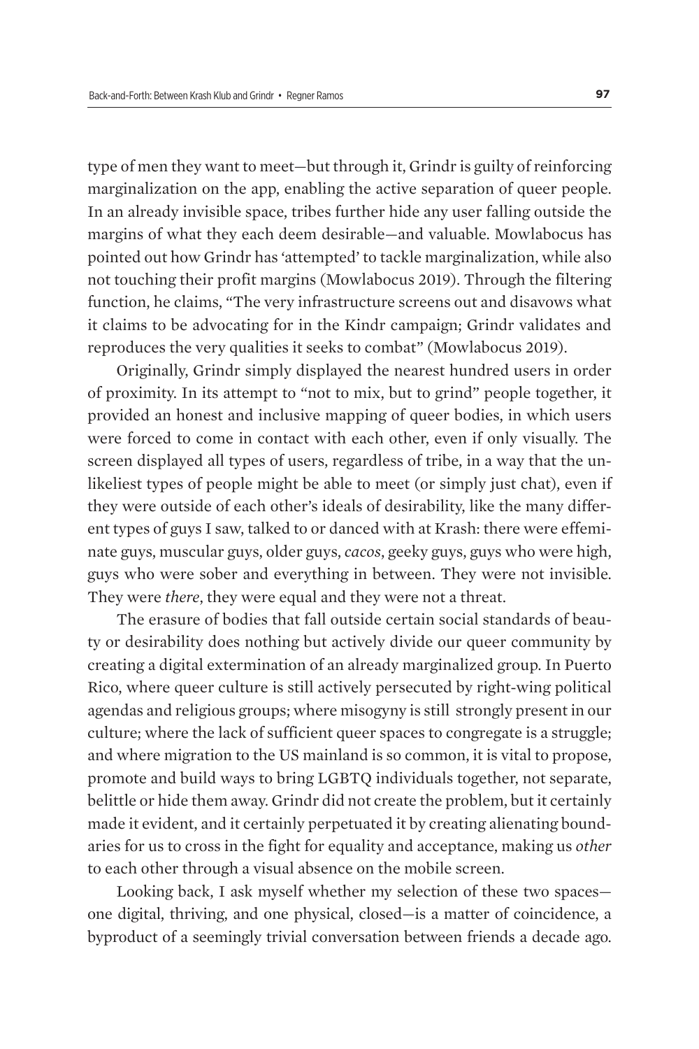type of men they want to meet—but through it, Grindr is guilty of reinforcing marginalization on the app, enabling the active separation of queer people. In an already invisible space, tribes further hide any user falling outside the margins of what they each deem desirable—and valuable. Mowlabocus has pointed out how Grindr has 'attempted' to tackle marginalization, while also not touching their profit margins (Mowlabocus 2019). Through the filtering function, he claims, "The very infrastructure screens out and disavows what it claims to be advocating for in the Kindr campaign; Grindr validates and reproduces the very qualities it seeks to combat" (Mowlabocus 2019).

Originally, Grindr simply displayed the nearest hundred users in order of proximity. In its attempt to "not to mix, but to grind" people together, it provided an honest and inclusive mapping of queer bodies, in which users were forced to come in contact with each other, even if only visually. The screen displayed all types of users, regardless of tribe, in a way that the unlikeliest types of people might be able to meet (or simply just chat), even if they were outside of each other's ideals of desirability, like the many different types of guys I saw, talked to or danced with at Krash: there were effeminate guys, muscular guys, older guys, *cacos*, geeky guys, guys who were high, guys who were sober and everything in between. They were not invisible. They were *there*, they were equal and they were not a threat.

The erasure of bodies that fall outside certain social standards of beauty or desirability does nothing but actively divide our queer community by creating a digital extermination of an already marginalized group. In Puerto Rico, where queer culture is still actively persecuted by right-wing political agendas and religious groups; where misogyny is still strongly present in our culture; where the lack of sufficient queer spaces to congregate is a struggle; and where migration to the US mainland is so common, it is vital to propose, promote and build ways to bring LGBTQ individuals together, not separate, belittle or hide them away. Grindr did not create the problem, but it certainly made it evident, and it certainly perpetuated it by creating alienating boundaries for us to cross in the fight for equality and acceptance, making us *other* to each other through a visual absence on the mobile screen.

Looking back, I ask myself whether my selection of these two spaces—one digital, thriving, and one physical, closed—is a matter of coincidence, a byproduct of a seemingly trivial conversation between friends a decade ago.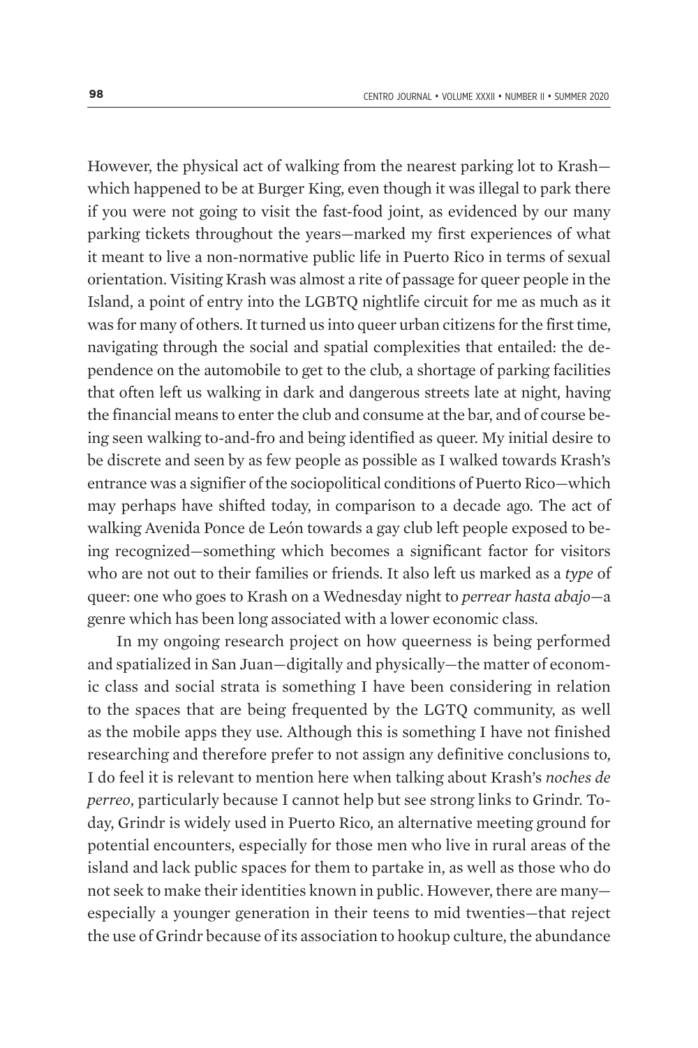However, the physical act of walking from the nearest parking lot to Krash—which happened to be at Burger King, even though it was illegal to park there if you were not going to visit the fast-food joint, as evidenced by our many parking tickets throughout the years—marked my first experiences of what it meant to live a non-normative public life in Puerto Rico in terms of sexual orientation. Visiting Krash was almost a rite of passage for queer people in the Island, a point of entry into the LGBTQ nightlife circuit for me as much as it was for many of others. It turned us into queer urban citizens for the first time, navigating through the social and spatial complexities that entailed: the dependence on the automobile to get to the club, a shortage of parking facilities that often left us walking in dark and dangerous streets late at night, having the financial means to enter the club and consume at the bar, and of course being seen walking to-and-fro and being identified as queer. My initial desire to be discrete and seen by as few people as possible as I walked towards Krash's entrance was a signifier of the sociopolitical conditions of Puerto Rico—which may perhaps have shifted today, in comparison to a decade ago. The act of walking Avenida Ponce de León towards a gay club left people exposed to being recognized—something which becomes a significant factor for visitors who are not out to their families or friends. It also left us marked as a *type* of queer: one who goes to Krash on a Wednesday night to *perrear hasta abajo*—a genre which has been long associated with a lower economic class.

In my ongoing research project on how queerness is being performed and spatialized in San Juan—digitally and physically—the matter of economic class and social strata is something I have been considering in relation to the spaces that are being frequented by the LGTQ community, as well as the mobile apps they use. Although this is something I have not finished researching and therefore prefer to not assign any definitive conclusions to, I do feel it is relevant to mention here when talking about Krash's *noches de perreo*, particularly because I cannot help but see strong links to Grindr. Today, Grindr is widely used in Puerto Rico, an alternative meeting ground for potential encounters, especially for those men who live in rural areas of the island and lack public spaces for them to partake in, as well as those who do not seek to make their identities known in public. However, there are many—especially a younger generation in their teens to mid twenties—that reject the use of Grindr because of its association to hookup culture, the abundance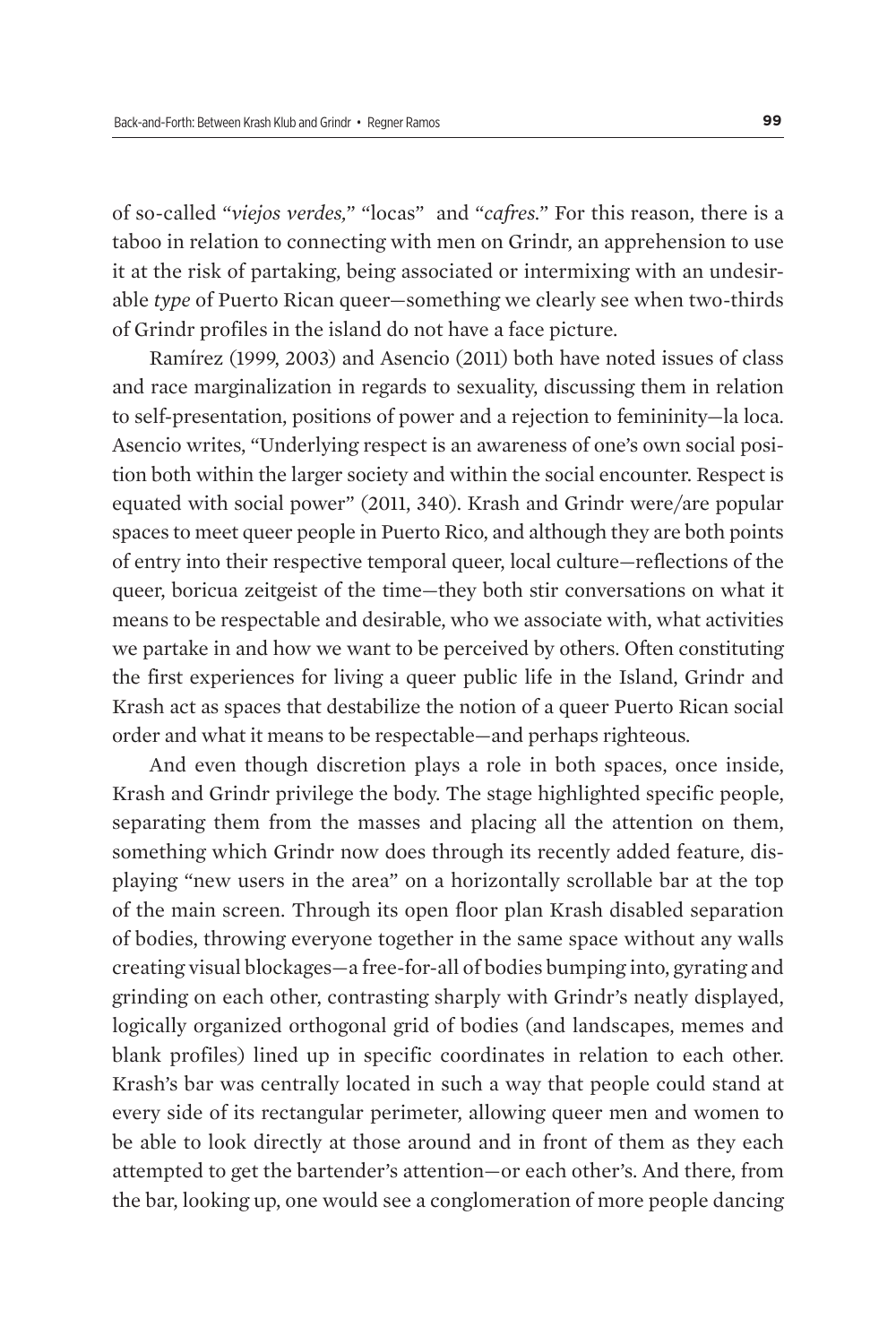of so-called "*viejos verdes,*" "locas" and "*cafres.*" For this reason, there is a taboo in relation to connecting with men on Grindr, an apprehension to use it at the risk of partaking, being associated or intermixing with an undesirable *type* of Puerto Rican queer—something we clearly see when two-thirds of Grindr profiles in the island do not have a face picture.

Ramírez (1999, 2003) and Asencio (2011) both have noted issues of class and race marginalization in regards to sexuality, discussing them in relation to self-presentation, positions of power and a rejection to femininity—la loca. Asencio writes, "Underlying respect is an awareness of one's own social position both within the larger society and within the social encounter. Respect is equated with social power" (2011, 340). Krash and Grindr were/are popular spaces to meet queer people in Puerto Rico, and although they are both points of entry into their respective temporal queer, local culture—reflections of the queer, boricua zeitgeist of the time—they both stir conversations on what it means to be respectable and desirable, who we associate with, what activities we partake in and how we want to be perceived by others. Often constituting the first experiences for living a queer public life in the Island, Grindr and Krash act as spaces that destabilize the notion of a queer Puerto Rican social order and what it means to be respectable—and perhaps righteous.

And even though discretion plays a role in both spaces, once inside, Krash and Grindr privilege the body. The stage highlighted specific people, separating them from the masses and placing all the attention on them, something which Grindr now does through its recently added feature, displaying "new users in the area" on a horizontally scrollable bar at the top of the main screen. Through its open floor plan Krash disabled separation of bodies, throwing everyone together in the same space without any walls creating visual blockages—a free-for-all of bodies bumping into, gyrating and grinding on each other, contrasting sharply with Grindr's neatly displayed, logically organized orthogonal grid of bodies (and landscapes, memes and blank profiles) lined up in specific coordinates in relation to each other. Krash's bar was centrally located in such a way that people could stand at every side of its rectangular perimeter, allowing queer men and women to be able to look directly at those around and in front of them as they each attempted to get the bartender's attention—or each other's. And there, from the bar, looking up, one would see a conglomeration of more people dancing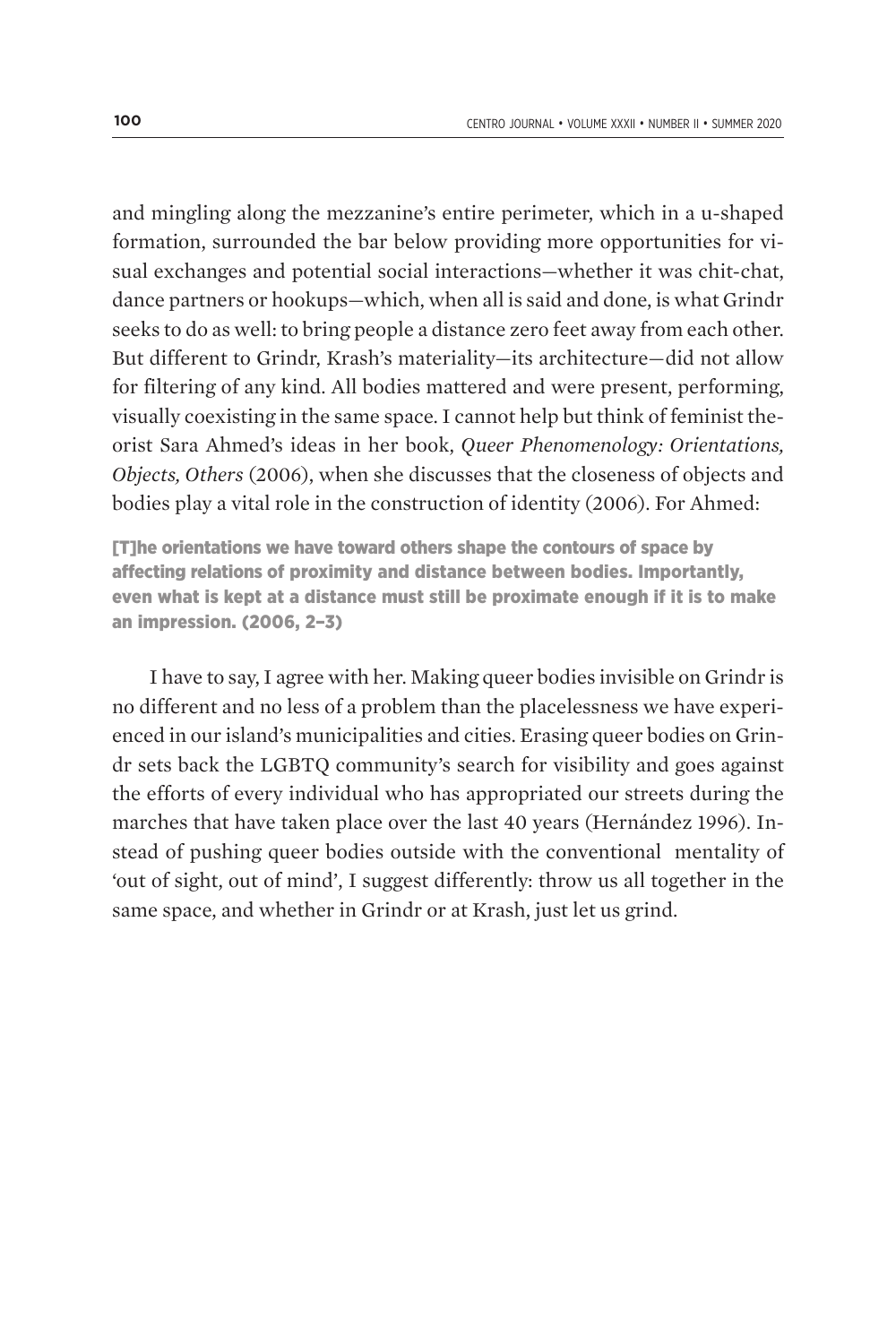and mingling along the mezzanine's entire perimeter, which in a u-shaped formation, surrounded the bar below providing more opportunities for visual exchanges and potential social interactions—whether it was chit-chat, dance partners or hookups—which, when all is said and done, is what Grindr seeks to do as well: to bring people a distance zero feet away from each other. But different to Grindr, Krash's materiality—its architecture—did not allow for filtering of any kind. All bodies mattered and were present, performing, visually coexisting in the same space. I cannot help but think of feminist theorist Sara Ahmed's ideas in her book, *Queer Phenomenology: Orientations, Objects, Others* (2006), when she discusses that the closeness of objects and bodies play a vital role in the construction of identity (2006). For Ahmed:

> **[T]he orientations we have toward others shape the contours of space by affecting relations of proximity and distance between bodies. Importantly, even what is kept at a distance must still be proximate enough if it is to make an impression. (2006, 2–3)**

I have to say, I agree with her. Making queer bodies invisible on Grindr is no different and no less of a problem than the placelessness we have experienced in our island's municipalities and cities. Erasing queer bodies on Grindr sets back the LGBTQ community's search for visibility and goes against the efforts of every individual who has appropriated our streets during the marches that have taken place over the last 40 years (Hernández 1996). Instead of pushing queer bodies outside with the conventional mentality of 'out of sight, out of mind', I suggest differently: throw us all together in the same space, and whether in Grindr or at Krash, just let us grind.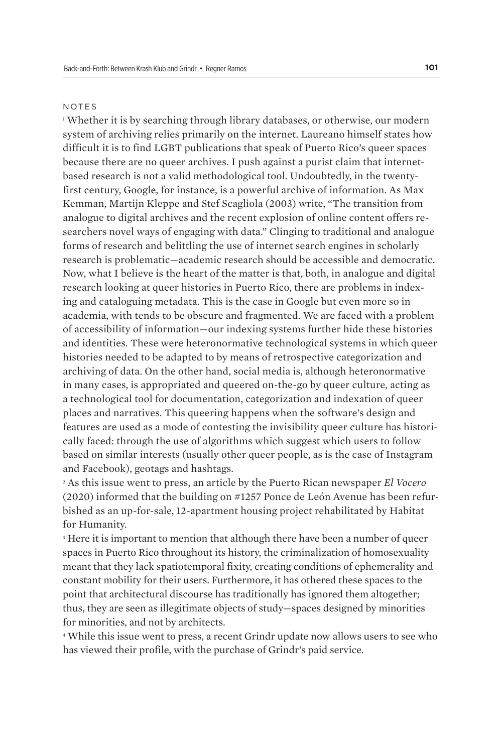## NOTES

[1] Whether it is by searching through library databases, or otherwise, our modern system of archiving relies primarily on the internet. Laureano himself states how difficult it is to find LGBT publications that speak of Puerto Rico's queer spaces because there are no queer archives. I push against a purist claim that internet-based research is not a valid methodological tool. Undoubtedly, in the twenty-first century, Google, for instance, is a powerful archive of information. As Max Kemman, Martijn Kleppe and Stef Scagliola (2003) write, "The transition from analogue to digital archives and the recent explosion of online content offers researchers novel ways of engaging with data." Clinging to traditional and analogue forms of research and belittling the use of internet search engines in scholarly research is problematic—academic research should be accessible and democratic. Now, what I believe is the heart of the matter is that, both, in analogue and digital research looking at queer histories in Puerto Rico, there are problems in indexing and cataloguing metadata. This is the case in Google but even more so in academia, with tends to be obscure and fragmented. We are faced with a problem of accessibility of information—our indexing systems further hide these histories and identities. These were heteronormative technological systems in which queer histories needed to be adapted to by means of retrospective categorization and archiving of data. On the other hand, social media is, although heteronormative in many cases, is appropriated and queered on-the-go by queer culture, acting as a technological tool for documentation, categorization and indexation of queer places and narratives. This queering happens when the software's design and features are used as a mode of contesting the invisibility queer culture has historically faced: through the use of algorithms which suggest which users to follow based on similar interests (usually other queer people, as is the case of Instagram and Facebook), geotags and hashtags.

[2] As this issue went to press, an article by the Puerto Rican newspaper *El Vocero* (2020) informed that the building on #1257 Ponce de León Avenue has been refurbished as an up-for-sale, 12-apartment housing project rehabilitated by Habitat for Humanity.

[3] Here it is important to mention that although there have been a number of queer spaces in Puerto Rico throughout its history, the criminalization of homosexuality meant that they lack spatiotemporal fixity, creating conditions of ephemerality and constant mobility for their users. Furthermore, it has othered these spaces to the point that architectural discourse has traditionally has ignored them altogether; thus, they are seen as illegitimate objects of study—spaces designed by minorities for minorities, and not by architects.

[4] While this issue went to press, a recent Grindr update now allows users to see who has viewed their profile, with the purchase of Grindr's paid service.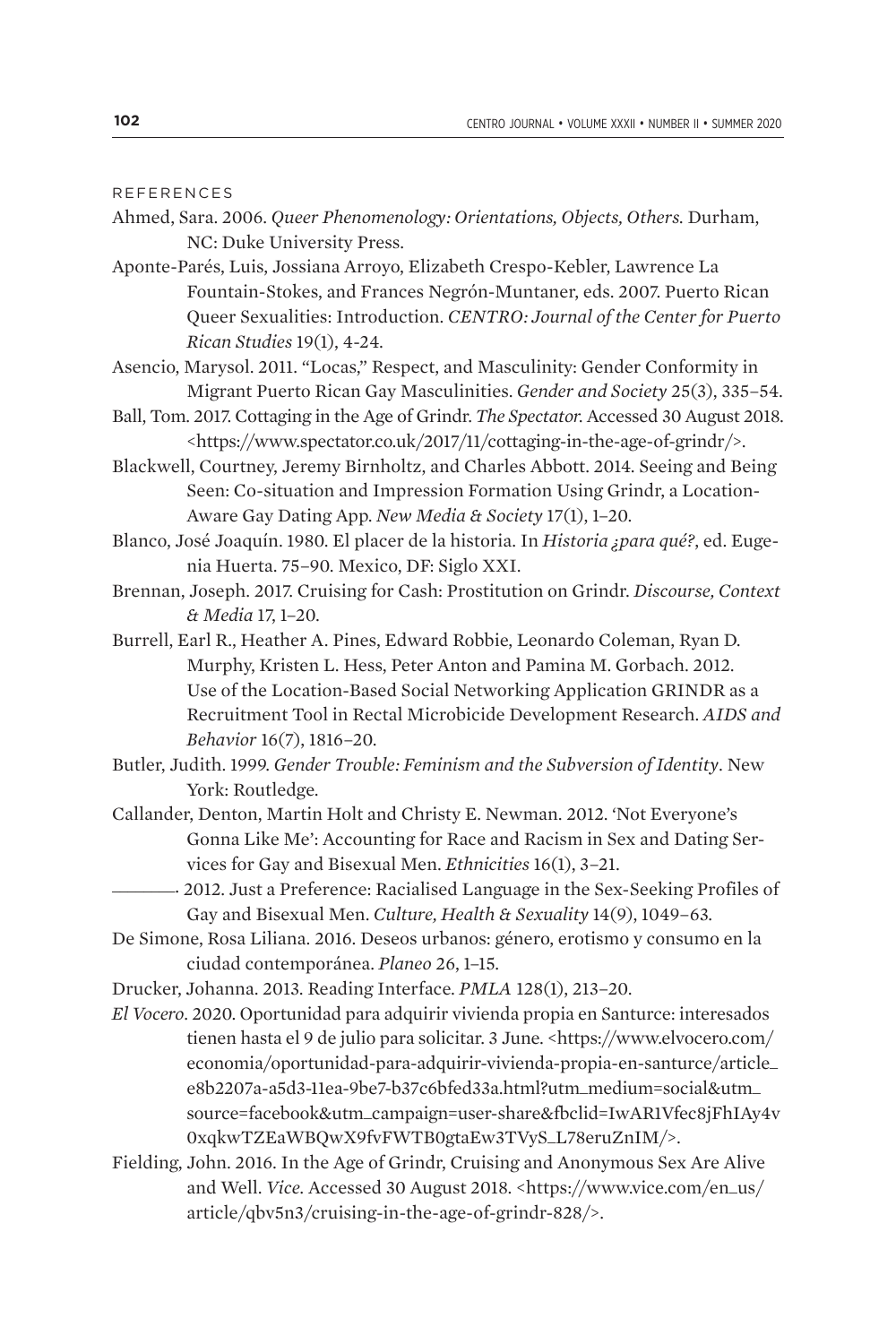REFERENCES

Ahmed, Sara. 2006. *Queer Phenomenology: Orientations, Objects, Others.* Durham, NC: Duke University Press.

Aponte-Parés, Luis, Jossiana Arroyo, Elizabeth Crespo-Kebler, Lawrence La Fountain-Stokes, and Frances Negrón-Muntaner, eds. 2007. Puerto Rican Queer Sexualities: Introduction. *CENTRO: Journal of the Center for Puerto Rican Studies* 19(1), 4-24.

Asencio, Marysol. 2011. "Locas," Respect, and Masculinity: Gender Conformity in Migrant Puerto Rican Gay Masculinities. *Gender and Society* 25(3), 335–54.

Ball, Tom. 2017. Cottaging in the Age of Grindr. *The Spectator.* Accessed 30 August 2018. <https://www.spectator.co.uk/2017/11/cottaging-in-the-age-of-grindr/>.

Blackwell, Courtney, Jeremy Birnholtz, and Charles Abbott. 2014. Seeing and Being Seen: Co-situation and Impression Formation Using Grindr, a Location-Aware Gay Dating App. *New Media & Society* 17(1), 1–20.

Blanco, José Joaquín. 1980. El placer de la historia. In *Historia ¿para qué?*, ed. Eugenia Huerta. 75–90. Mexico, DF: Siglo XXI.

Brennan, Joseph. 2017. Cruising for Cash: Prostitution on Grindr. *Discourse, Context & Media* 17, 1–20.

Burrell, Earl R., Heather A. Pines, Edward Robbie, Leonardo Coleman, Ryan D. Murphy, Kristen L. Hess, Peter Anton and Pamina M. Gorbach. 2012. Use of the Location-Based Social Networking Application GRINDR as a Recruitment Tool in Rectal Microbicide Development Research. *AIDS and Behavior* 16(7), 1816–20.

Butler, Judith. 1999. *Gender Trouble: Feminism and the Subversion of Identity*. New York: Routledge.

Callander, Denton, Martin Holt and Christy E. Newman. 2012. 'Not Everyone's Gonna Like Me': Accounting for Race and Racism in Sex and Dating Services for Gay and Bisexual Men. *Ethnicities* 16(1), 3–21.

———. 2012. Just a Preference: Racialised Language in the Sex-Seeking Profiles of Gay and Bisexual Men. *Culture, Health & Sexuality* 14(9), 1049–63.

De Simone, Rosa Liliana. 2016. Deseos urbanos: género, erotismo y consumo en la ciudad contemporánea. *Planeo* 26, 1–15.

Drucker, Johanna. 2013. Reading Interface. *PMLA* 128(1), 213–20.

*El Vocero*. 2020. Oportunidad para adquirir vivienda propia en Santurce: interesados tienen hasta el 9 de julio para solicitar. 3 June. <https://www.elvocero.com/economia/oportunidad-para-adquirir-vivienda-propia-en-santurce/article_e8b2207a-a5d3-11ea-9be7-b37c6bfed33a.html?utm_medium=social&utm_source=facebook&utm_campaign=user-share&fbclid=IwAR1Vfec8jFhIAy4v0xqkwTZEaWBQwX9fvFWTB0gtaEw3TVyS_L78eruZnIM/>.

Fielding, John. 2016. In the Age of Grindr, Cruising and Anonymous Sex Are Alive and Well. *Vice*. Accessed 30 August 2018. <https://www.vice.com/en_us/article/qbv5n3/cruising-in-the-age-of-grindr-828/>.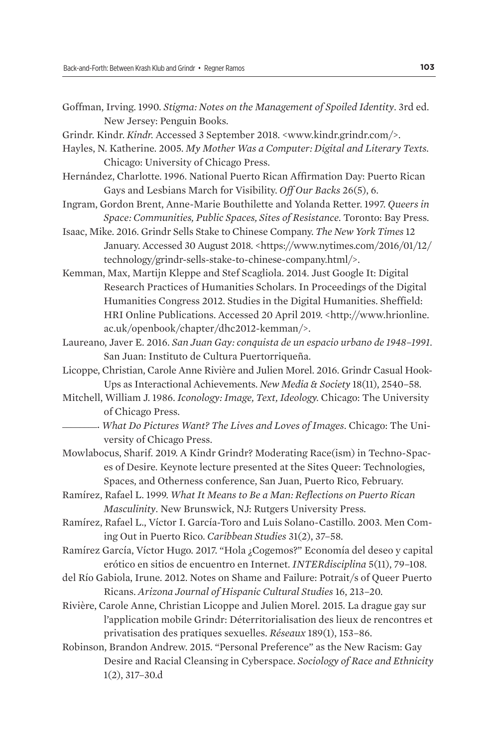Goffman, Irving. 1990. *Stigma: Notes on the Management of Spoiled Identity*. 3rd ed. New Jersey: Penguin Books.

Grindr. Kindr. *Kindr.* Accessed 3 September 2018. <www.kindr.grindr.com/>.

Hayles, N. Katherine. 2005. *My Mother Was a Computer: Digital and Literary Texts.* Chicago: University of Chicago Press.

Hernández, Charlotte. 1996. National Puerto Rican Affirmation Day: Puerto Rican Gays and Lesbians March for Visibility. *Off Our Backs* 26(5), 6.

Ingram, Gordon Brent, Anne-Marie Bouthilette and Yolanda Retter. 1997. *Queers in Space: Communities, Public Spaces, Sites of Resistance.* Toronto: Bay Press.

Isaac, Mike. 2016. Grindr Sells Stake to Chinese Company. *The New York Times* 12 January. Accessed 30 August 2018. <https://www.nytimes.com/2016/01/12/technology/grindr-sells-stake-to-chinese-company.html/>.

Kemman, Max, Martijn Kleppe and Stef Scagliola. 2014. Just Google It: Digital Research Practices of Humanities Scholars. In Proceedings of the Digital Humanities Congress 2012. Studies in the Digital Humanities. Sheffield: HRI Online Publications. Accessed 20 April 2019. <http://www.hrionline.ac.uk/openbook/chapter/dhc2012-kemman/>.

Laureano, Javer E. 2016. *San Juan Gay: conquista de un espacio urbano de 1948–1991.* San Juan: Instituto de Cultura Puertorriqueña.

Licoppe, Christian, Carole Anne Rivière and Julien Morel. 2016. Grindr Casual Hook-Ups as Interactional Achievements. *New Media & Society* 18(11), 2540–58.

Mitchell, William J. 1986. *Iconology: Image, Text, Ideology.* Chicago: The University of Chicago Press.

———. *What Do Pictures Want? The Lives and Loves of Images*. Chicago: The University of Chicago Press.

Mowlabocus, Sharif. 2019. A Kindr Grindr? Moderating Race(ism) in Techno-Spaces of Desire. Keynote lecture presented at the Sites Queer: Technologies, Spaces, and Otherness conference, San Juan, Puerto Rico, February.

Ramírez, Rafael L. 1999. *What It Means to Be a Man: Reflections on Puerto Rican Masculinity*. New Brunswick, NJ: Rutgers University Press.

Ramírez, Rafael L., Víctor I. García-Toro and Luis Solano-Castillo. 2003. Men Coming Out in Puerto Rico. *Caribbean Studies* 31(2), 37–58.

Ramírez García, Víctor Hugo. 2017. "Hola ¿Cogemos?" Economía del deseo y capital erótico en sitios de encuentro en Internet. *INTERdisciplina* 5(11), 79–108.

del Río Gabiola, Irune. 2012. Notes on Shame and Failure: Potrait/s of Queer Puerto Ricans. *Arizona Journal of Hispanic Cultural Studies* 16, 213–20.

Rivière, Carole Anne, Christian Licoppe and Julien Morel. 2015. La drague gay sur l'application mobile Grindr: Déterritorialisation des lieux de rencontres et privatisation des pratiques sexuelles. *Réseaux* 189(1), 153–86.

Robinson, Brandon Andrew. 2015. "Personal Preference" as the New Racism: Gay Desire and Racial Cleansing in Cyberspace. *Sociology of Race and Ethnicity* 1(2), 317–30.d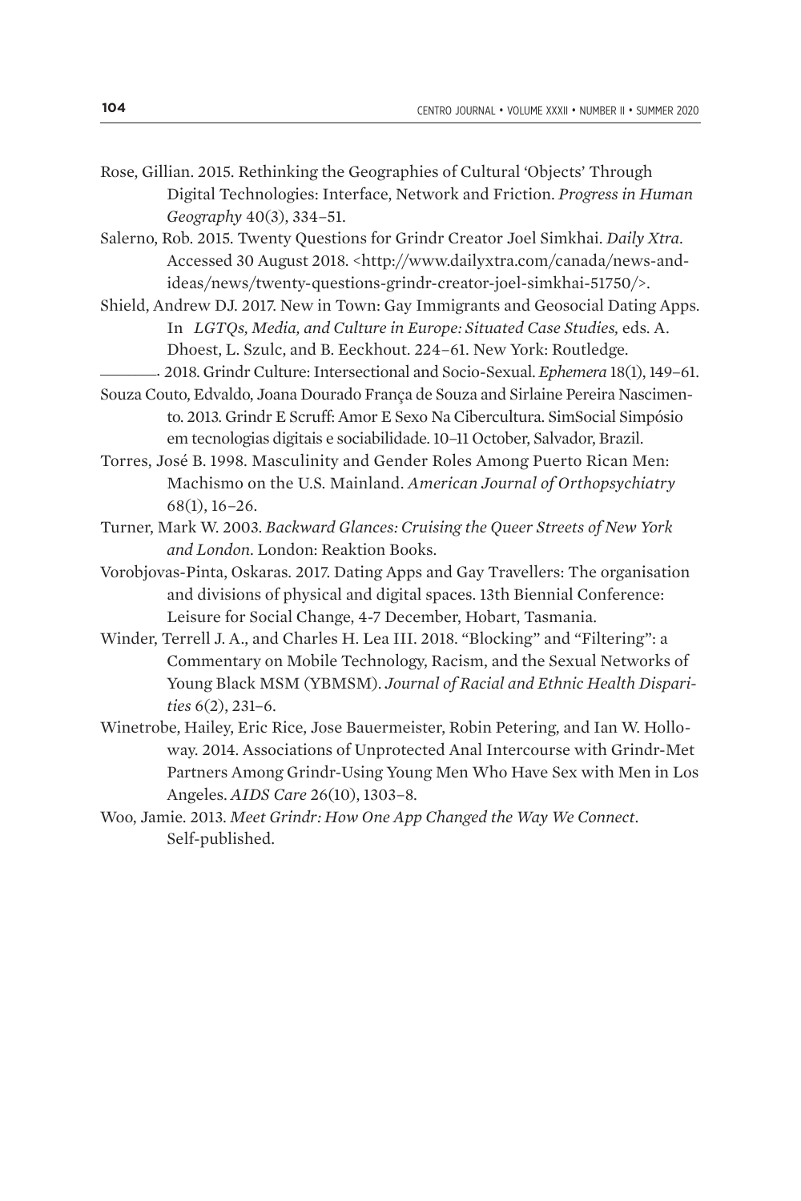Rose, Gillian. 2015. Rethinking the Geographies of Cultural 'Objects' Through Digital Technologies: Interface, Network and Friction. *Progress in Human Geography* 40(3), 334–51.

Salerno, Rob. 2015. Twenty Questions for Grindr Creator Joel Simkhai. *Daily Xtra*. Accessed 30 August 2018. <http://www.dailyxtra.com/canada/news-and-ideas/news/twenty-questions-grindr-creator-joel-simkhai-51750/>.

Shield, Andrew DJ. 2017. New in Town: Gay Immigrants and Geosocial Dating Apps. In *LGTQs, Media, and Culture in Europe: Situated Case Studies,* eds. A. Dhoest, L. Szulc, and B. Eeckhout. 224–61. New York: Routledge.

———. 2018. Grindr Culture: Intersectional and Socio-Sexual. *Ephemera* 18(1), 149–61.

Souza Couto, Edvaldo, Joana Dourado França de Souza and Sirlaine Pereira Nascimento. 2013. Grindr E Scruff: Amor E Sexo Na Cibercultura. SimSocial Simpósio em tecnologias digitais e sociabilidade. 10–11 October, Salvador, Brazil.

Torres, José B. 1998. Masculinity and Gender Roles Among Puerto Rican Men: Machismo on the U.S. Mainland. *American Journal of Orthopsychiatry* 68(1), 16–26.

Turner, Mark W. 2003. *Backward Glances: Cruising the Queer Streets of New York and London*. London: Reaktion Books.

Vorobjovas-Pinta, Oskaras. 2017. Dating Apps and Gay Travellers: The organisation and divisions of physical and digital spaces. 13th Biennial Conference: Leisure for Social Change, 4-7 December, Hobart, Tasmania.

Winder, Terrell J. A., and Charles H. Lea III. 2018. "Blocking" and "Filtering": a Commentary on Mobile Technology, Racism, and the Sexual Networks of Young Black MSM (YBMSM). *Journal of Racial and Ethnic Health Disparities* 6(2), 231–6.

Winetrobe, Hailey, Eric Rice, Jose Bauermeister, Robin Petering, and Ian W. Holloway. 2014. Associations of Unprotected Anal Intercourse with Grindr-Met Partners Among Grindr-Using Young Men Who Have Sex with Men in Los Angeles. *AIDS Care* 26(10), 1303–8.

Woo, Jamie. 2013. *Meet Grindr: How One App Changed the Way We Connect*. Self-published.